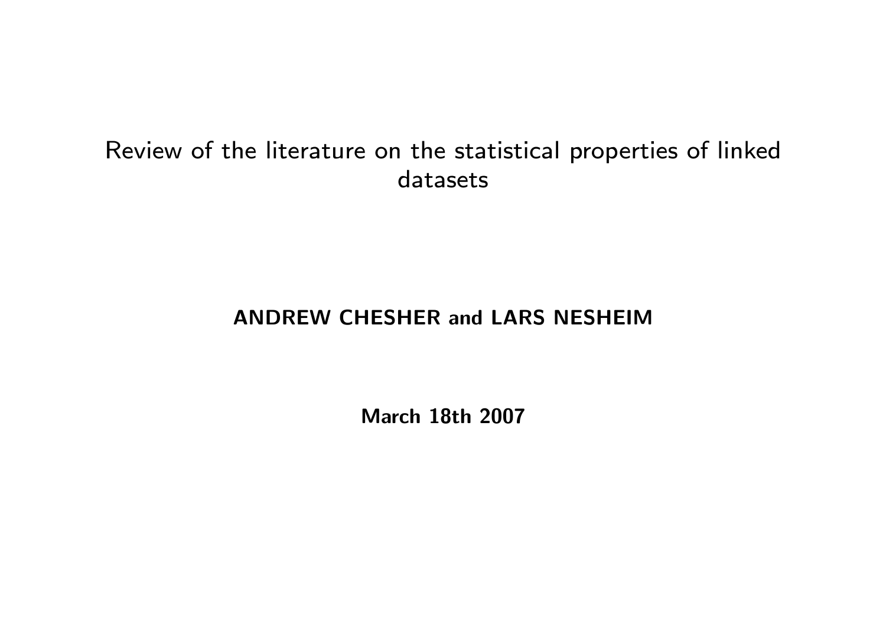# Review of the literature on the statistical properties of linked datasets

**ANDREW CHESHER and LARS NESHEIM**

**March 18th 2007**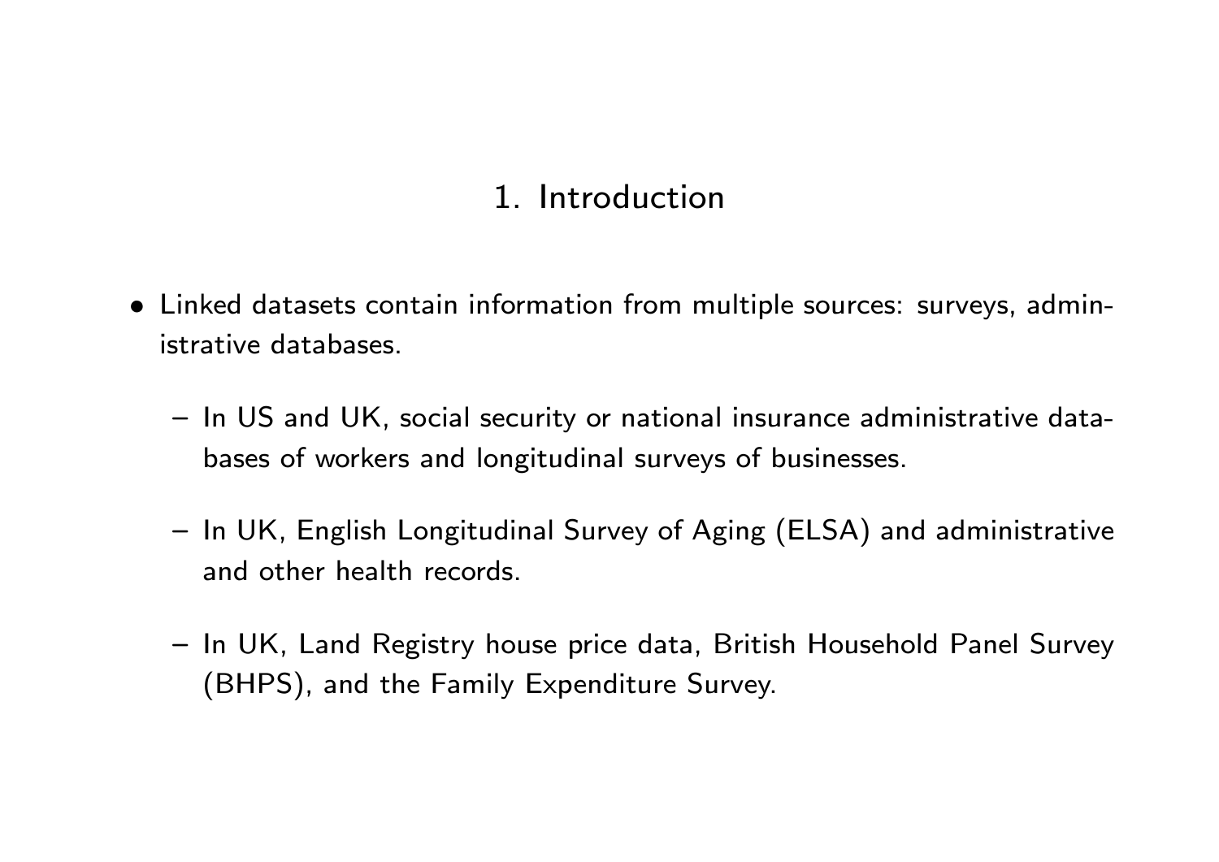## 1. Introduction

- Linked datasets contain information from multiple sources: surveys, administrative databases.
  - In US and UK, social security or national insurance administrative databases of workers and longitudinal surveys of businesses.
  - In UK, English Longitudinal Survey of Aging (ELSA) and administrative and other health records.
  - In UK, Land Registry house price data, British Household Panel Survey (BHPS), and the Family Expenditure Survey.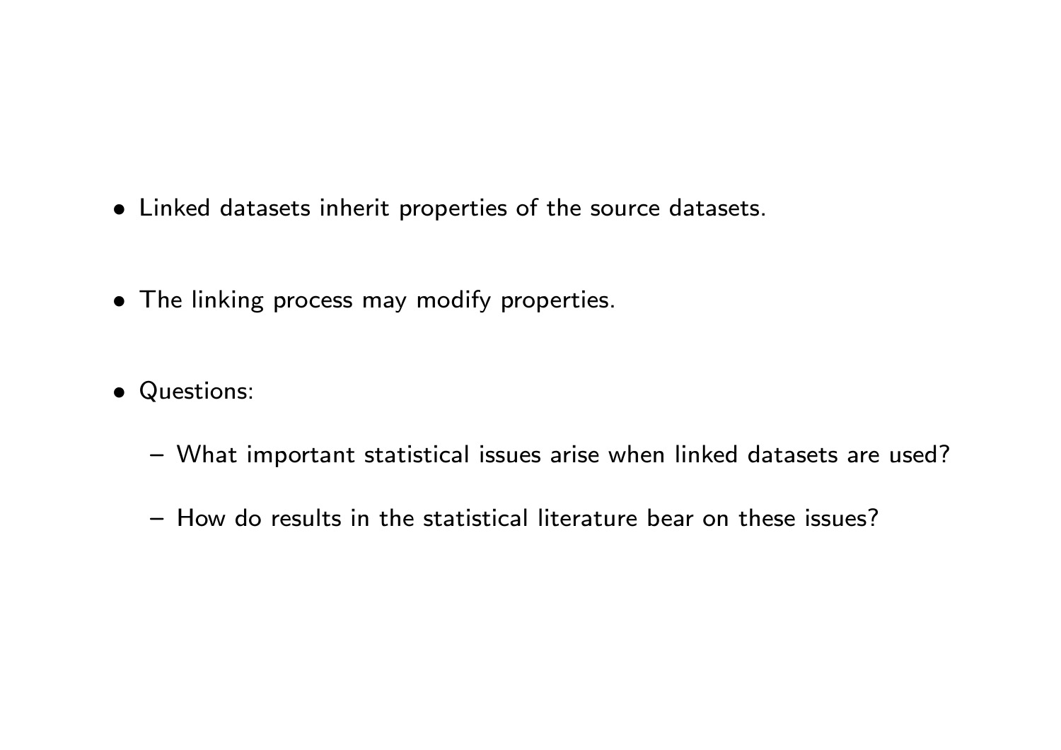- Linked datasets inherit properties of the source datasets.

- The linking process may modify properties.

- Questions:

  - What important statistical issues arise when linked datasets are used?

  - How do results in the statistical literature bear on these issues?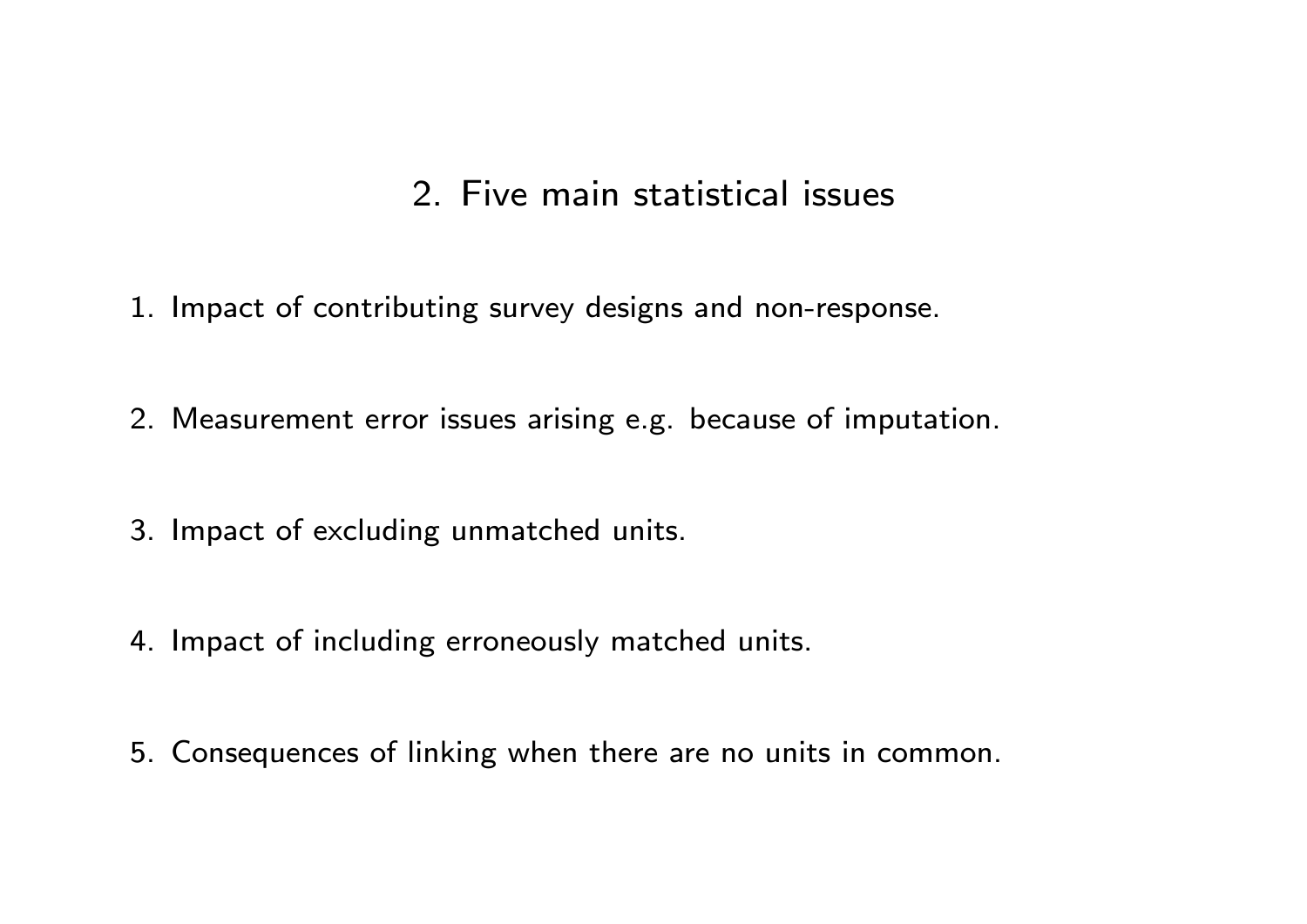## 2. Five main statistical issues

1. Impact of contributing survey designs and non-response.

2. Measurement error issues arising e.g. because of imputation.

3. Impact of excluding unmatched units.

4. Impact of including erroneously matched units.

5. Consequences of linking when there are no units in common.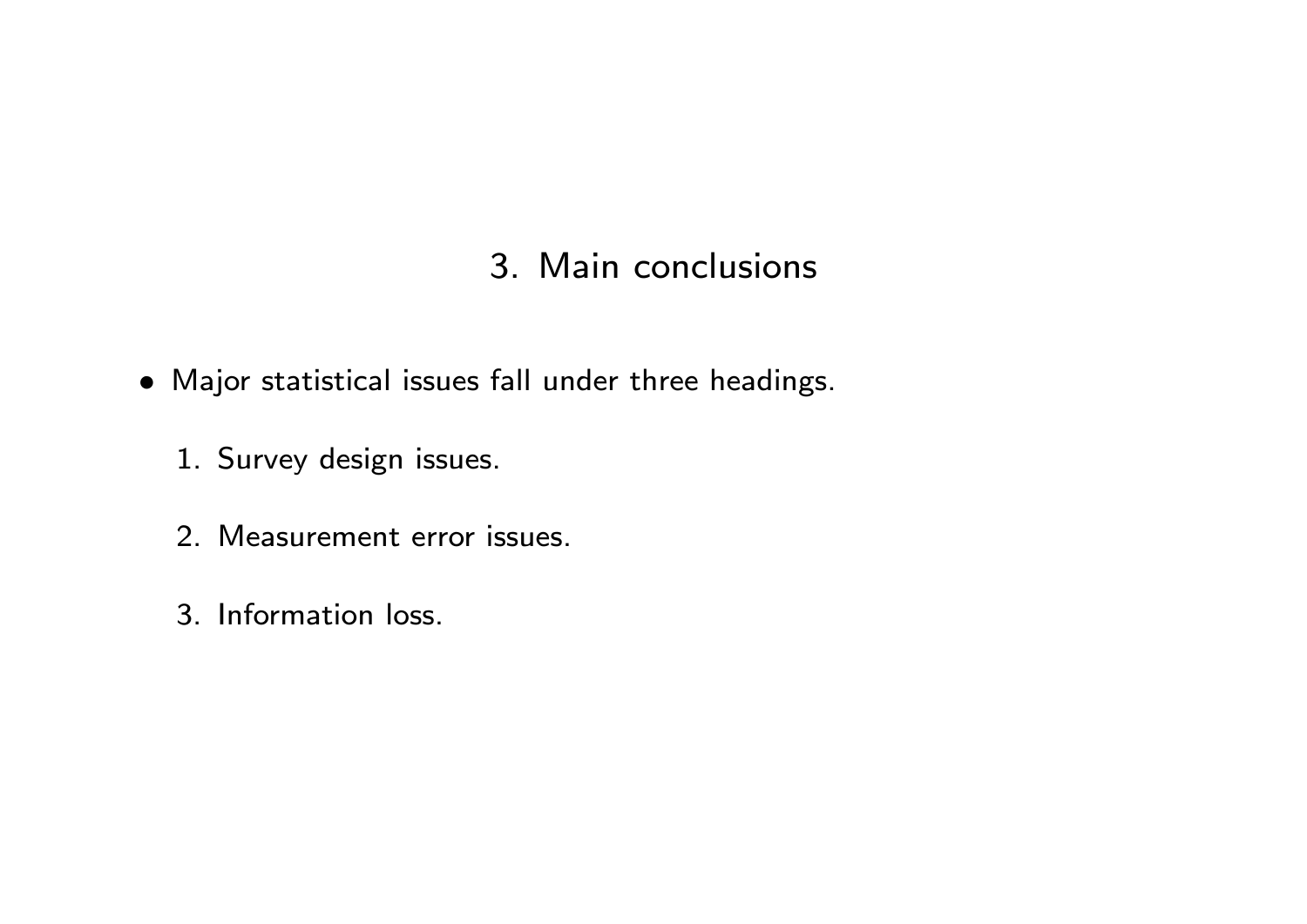## 3. Main conclusions

- Major statistical issues fall under three headings.

  1. Survey design issues.

  2. Measurement error issues.

  3. Information loss.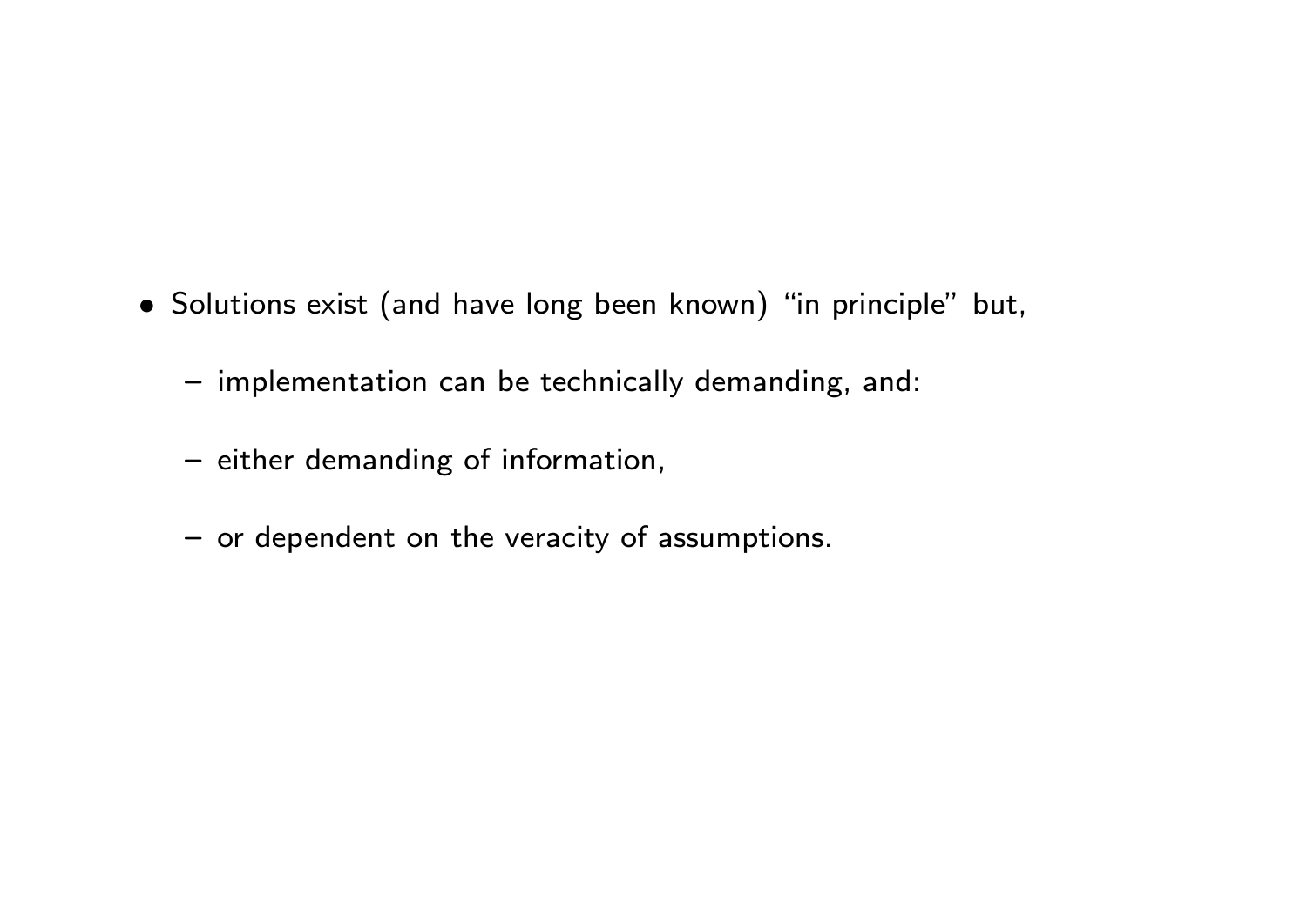- Solutions exist (and have long been known) "in principle" but,
  - implementation can be technically demanding, and:
  - either demanding of information,
  - or dependent on the veracity of assumptions.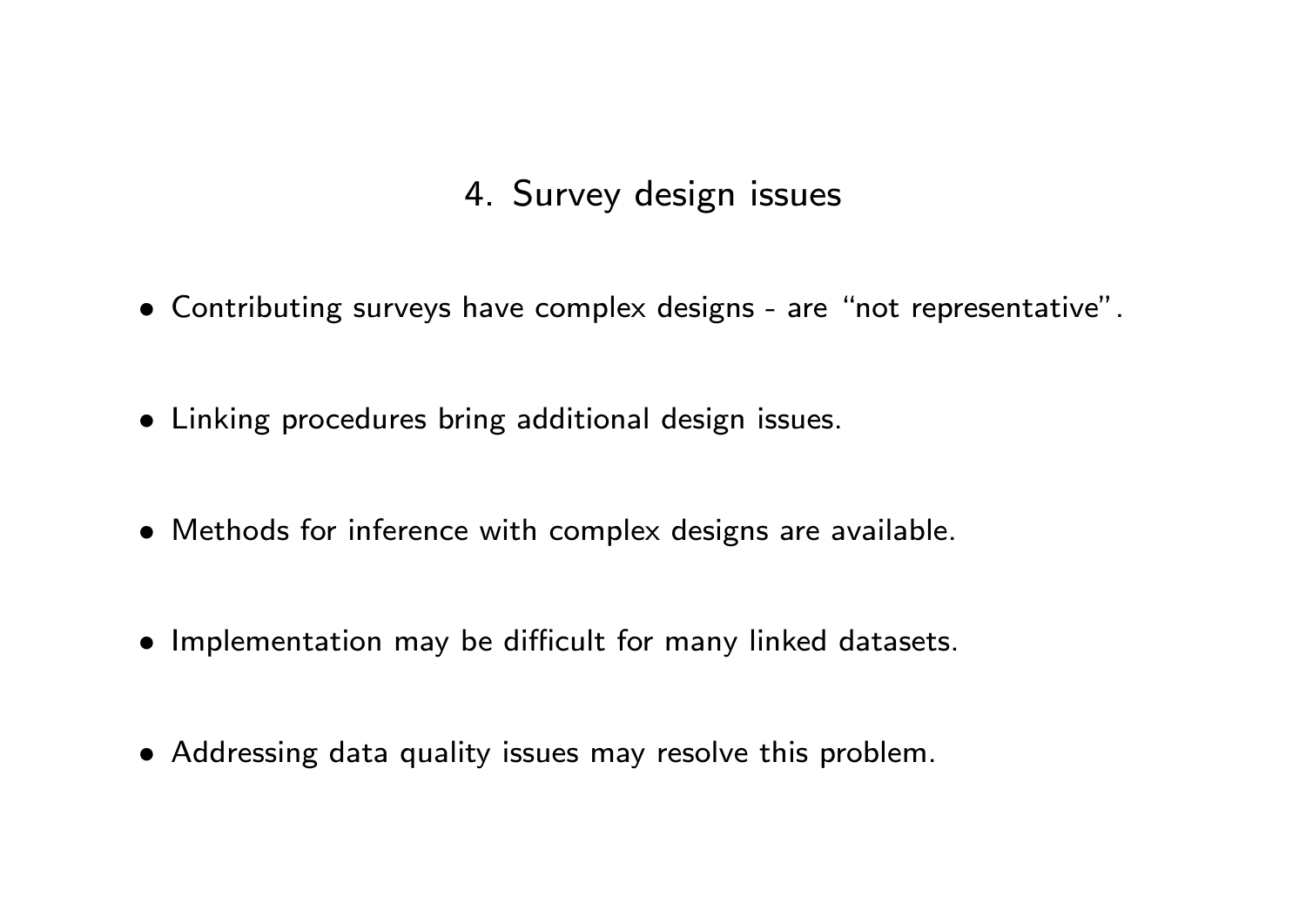## 4. Survey design issues

- Contributing surveys have complex designs - are "not representative".
- Linking procedures bring additional design issues.
- Methods for inference with complex designs are available.
- Implementation may be difficult for many linked datasets.
- Addressing data quality issues may resolve this problem.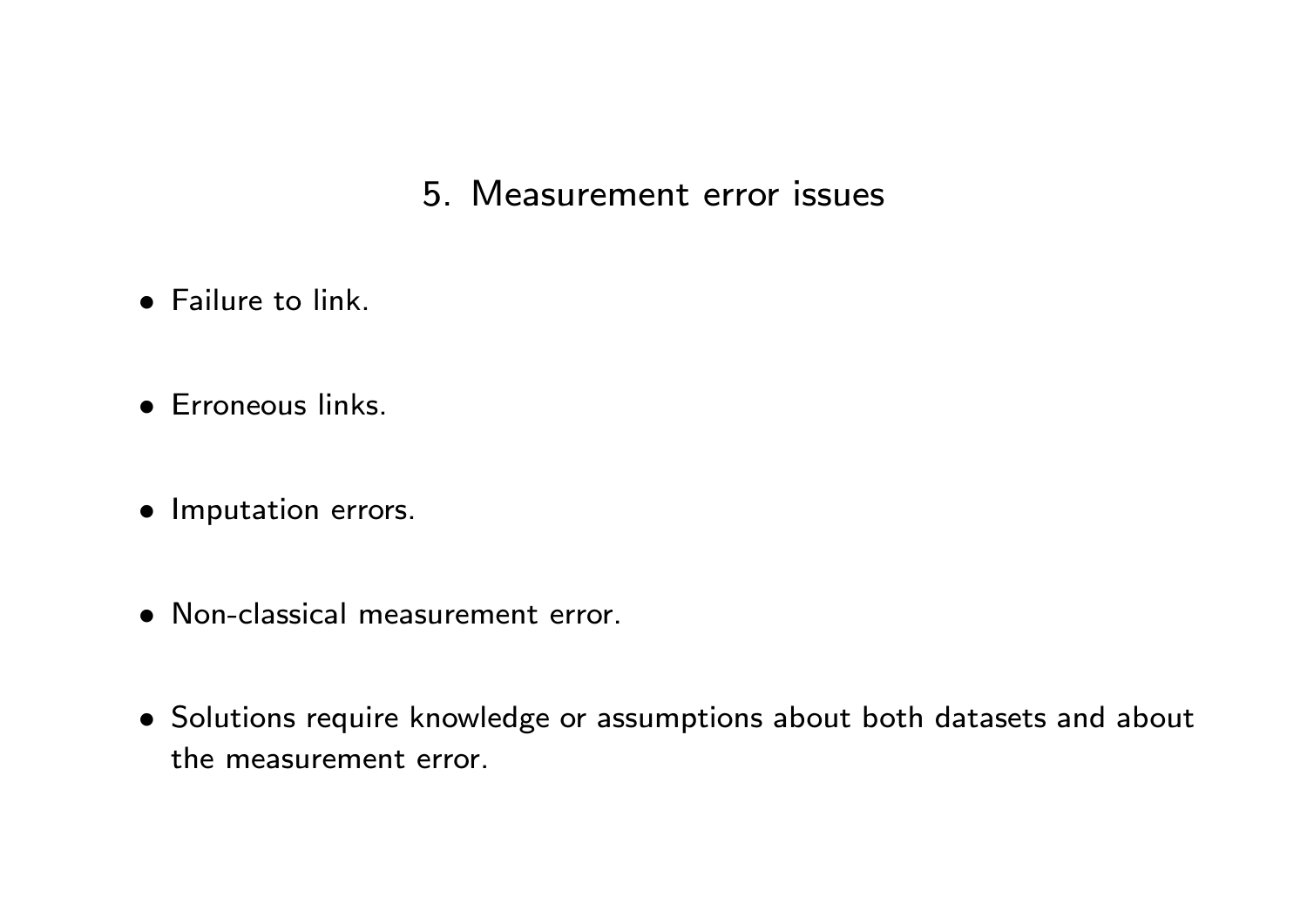## 5. Measurement error issues

- Failure to link.
- Erroneous links.
- Imputation errors.
- Non-classical measurement error.
- Solutions require knowledge or assumptions about both datasets and about the measurement error.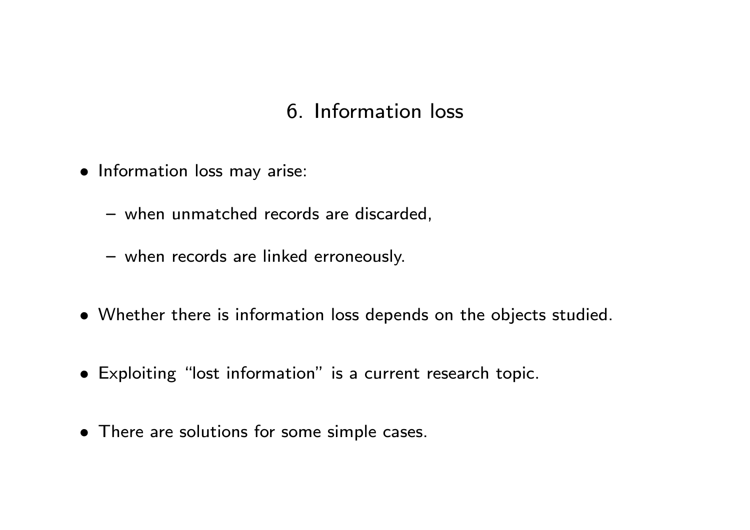## 6. Information loss

- Information loss may arise:
  - when unmatched records are discarded,
  - when records are linked erroneously.
- Whether there is information loss depends on the objects studied.
- Exploiting “lost information” is a current research topic.
- There are solutions for some simple cases.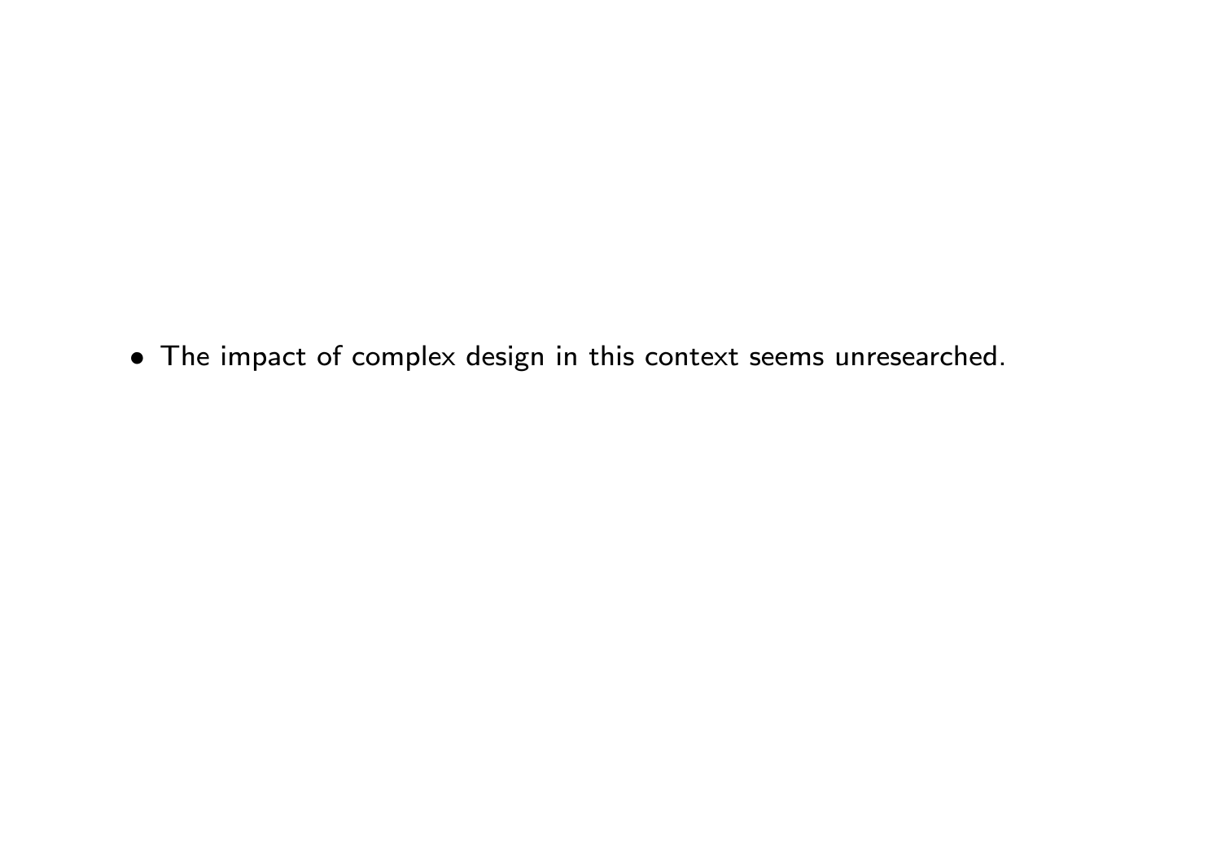- The impact of complex design in this context seems unresearched.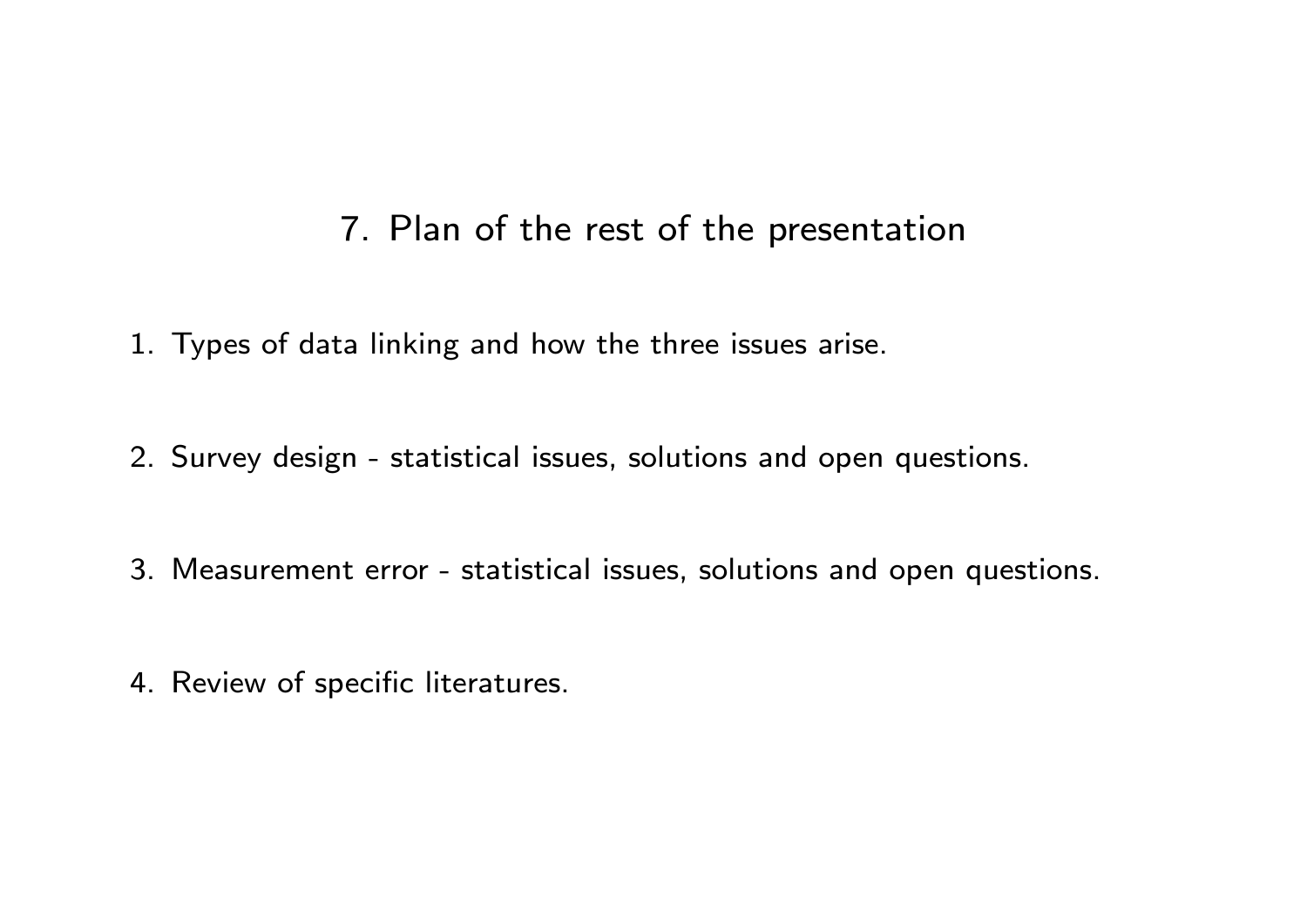## 7. Plan of the rest of the presentation

1. Types of data linking and how the three issues arise.

2. Survey design - statistical issues, solutions and open questions.

3. Measurement error - statistical issues, solutions and open questions.

4. Review of specific literatures.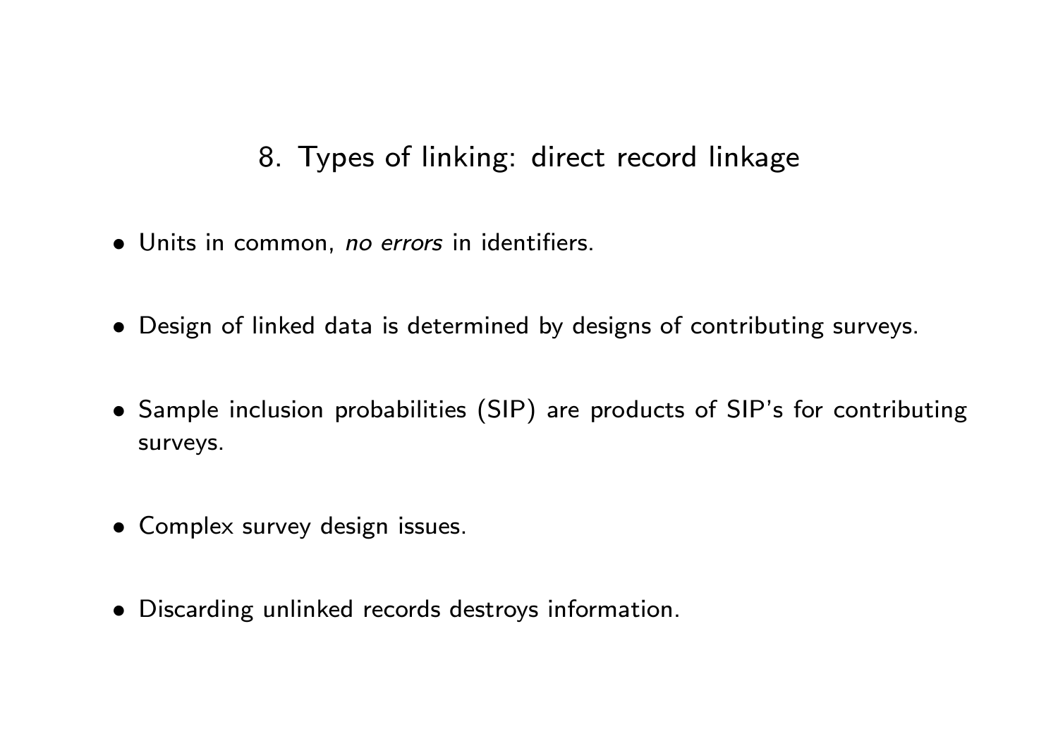## 8. Types of linking: direct record linkage

- Units in common, *no errors* in identifiers.
- Design of linked data is determined by designs of contributing surveys.
- Sample inclusion probabilities (SIP) are products of SIP's for contributing surveys.
- Complex survey design issues.
- Discarding unlinked records destroys information.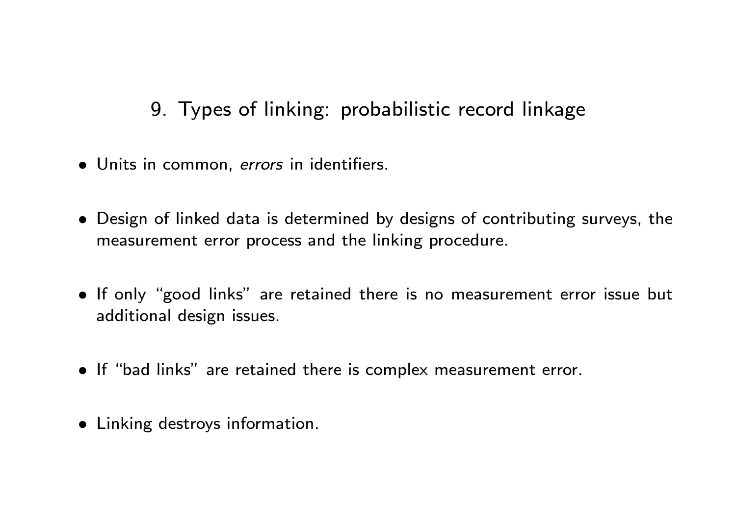## 9. Types of linking: probabilistic record linkage

- Units in common, *errors* in identifiers.

- Design of linked data is determined by designs of contributing surveys, the measurement error process and the linking procedure.

- If only "good links" are retained there is no measurement error issue but additional design issues.

- If "bad links" are retained there is complex measurement error.

- Linking destroys information.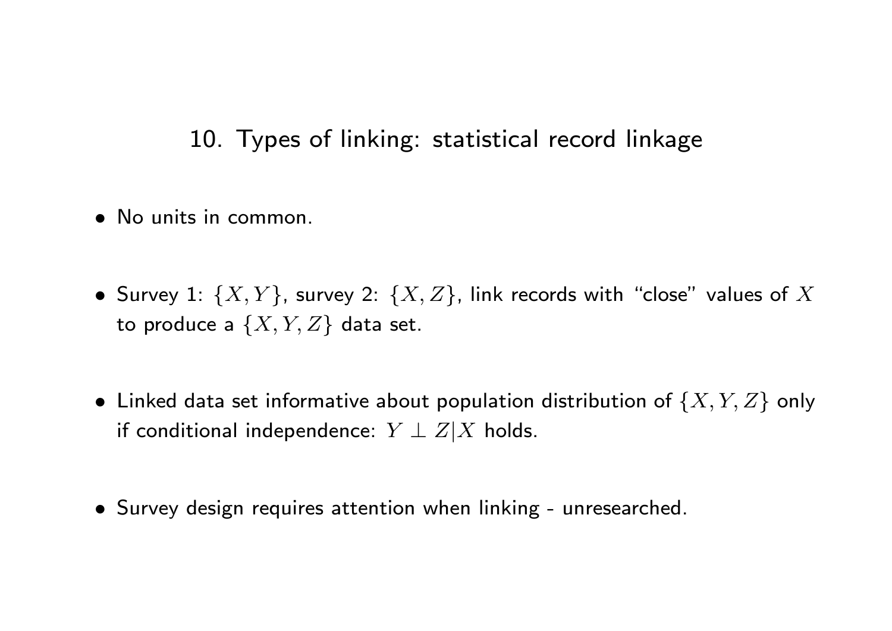## 10. Types of linking: statistical record linkage

- No units in common.

- Survey 1: $\{X, Y\}$, survey 2: $\{X, Z\}$, link records with "close" values of $X$ to produce a $\{X, Y, Z\}$ data set.

- Linked data set informative about population distribution of $\{X, Y, Z\}$ only if conditional independence: $Y \perp Z|X$ holds.

- Survey design requires attention when linking - unresearched.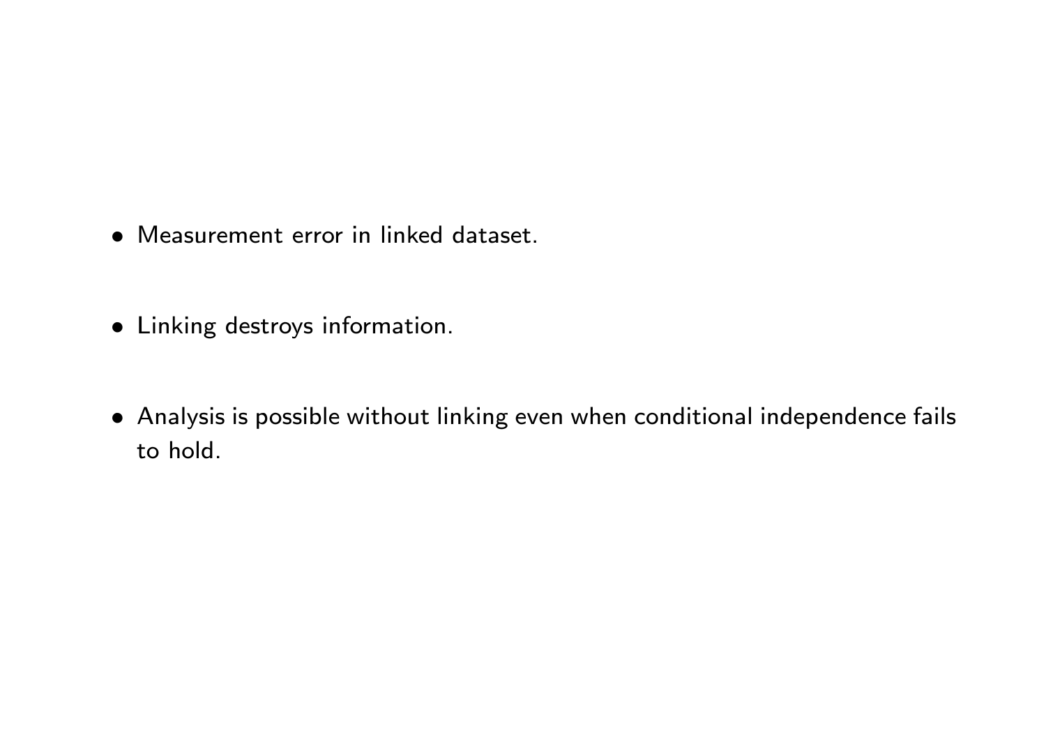- Measurement error in linked dataset.

- Linking destroys information.

- Analysis is possible without linking even when conditional independence fails to hold.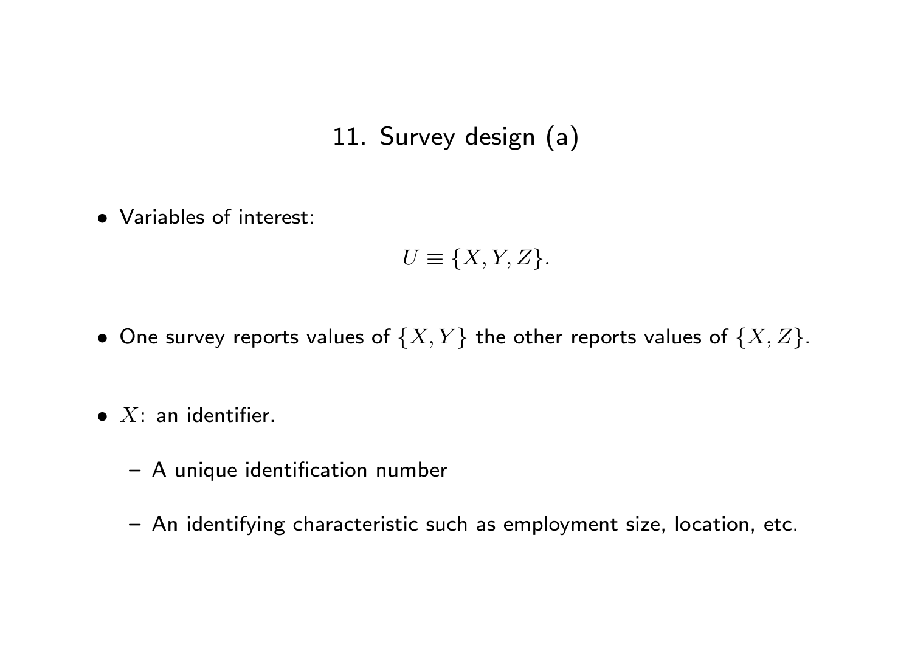# 11. Survey design (a)

- Variables of interest:

$$U \equiv \{X, Y, Z\}.$$

- One survey reports values of $\{X, Y\}$ the other reports values of $\{X, Z\}$.

- $X$: an identifier.

  – A unique identification number

  – An identifying characteristic such as employment size, location, etc.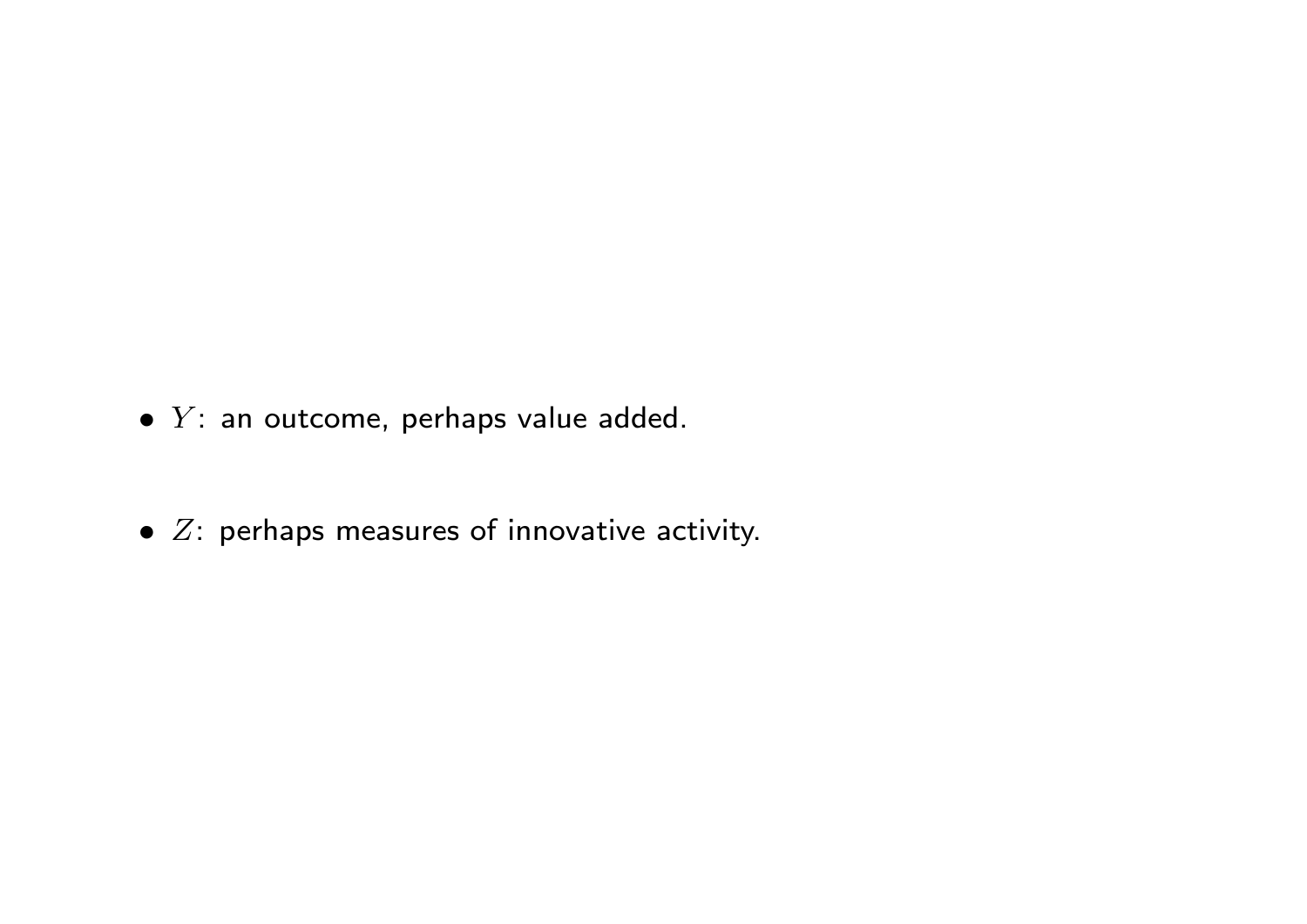- $Y$: an outcome, perhaps value added.

- $Z$: perhaps measures of innovative activity.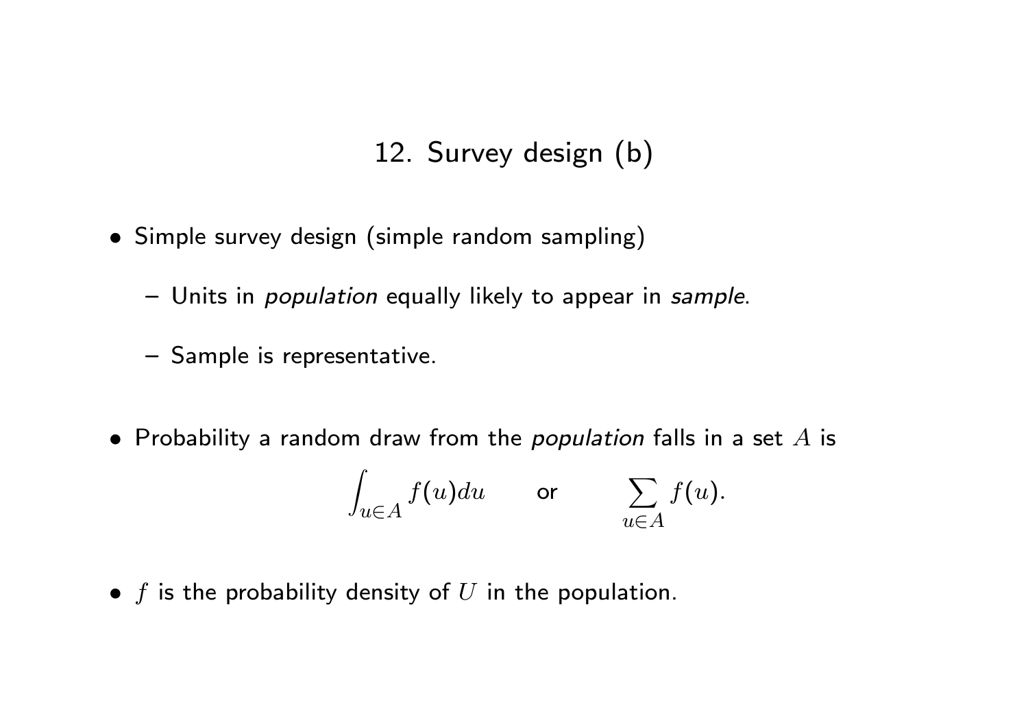## 12. Survey design (b)

- Simple survey design (simple random sampling)
  - Units in *population* equally likely to appear in *sample*.
  - Sample is representative.
- Probability a random draw from the *population* falls in a set $A$ is

$$\int_{u \in A} f(u)du \qquad \text{or} \qquad \sum_{u \in A} f(u).$$

- $f$ is the probability density of $U$ in the population.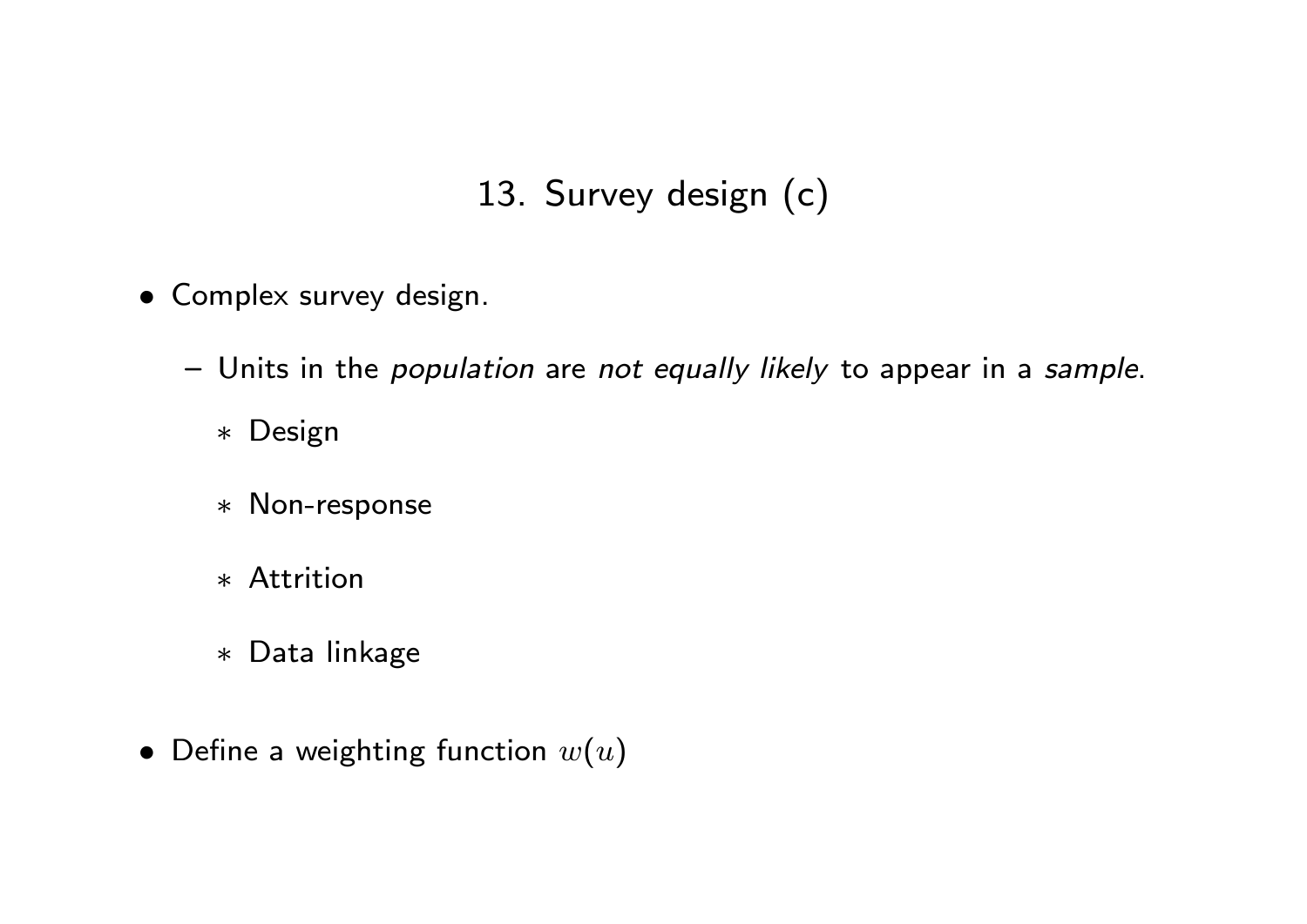## 13. Survey design (c)

- Complex survey design.
  - Units in the *population* are *not equally likely* to appear in a *sample*.
    - Design
    - Non-response
    - Attrition
    - Data linkage
- Define a weighting function $w(u)$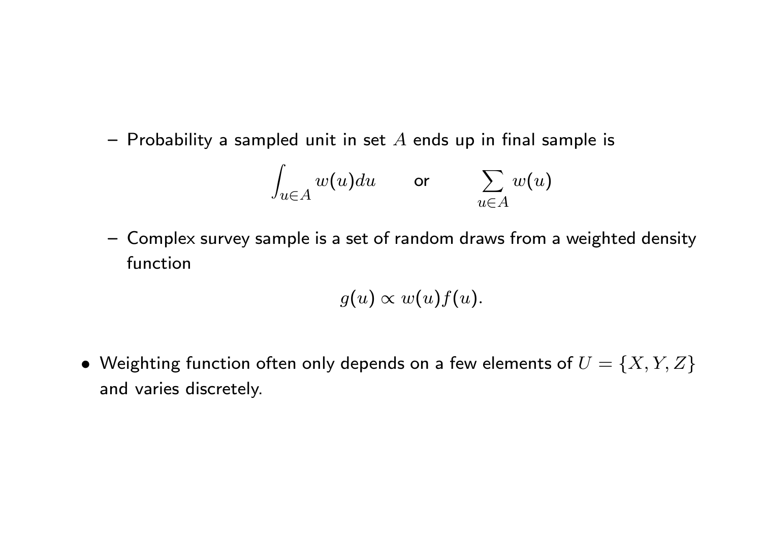- Probability a sampled unit in set $A$ ends up in final sample is

$$\int_{u \in A} w(u)du \qquad \text{or} \qquad \sum_{u \in A} w(u)$$

- Complex survey sample is a set of random draws from a weighted density function

$$g(u) \propto w(u)f(u).$$

- Weighting function often only depends on a few elements of $U = \{X, Y, Z\}$ and varies discretely.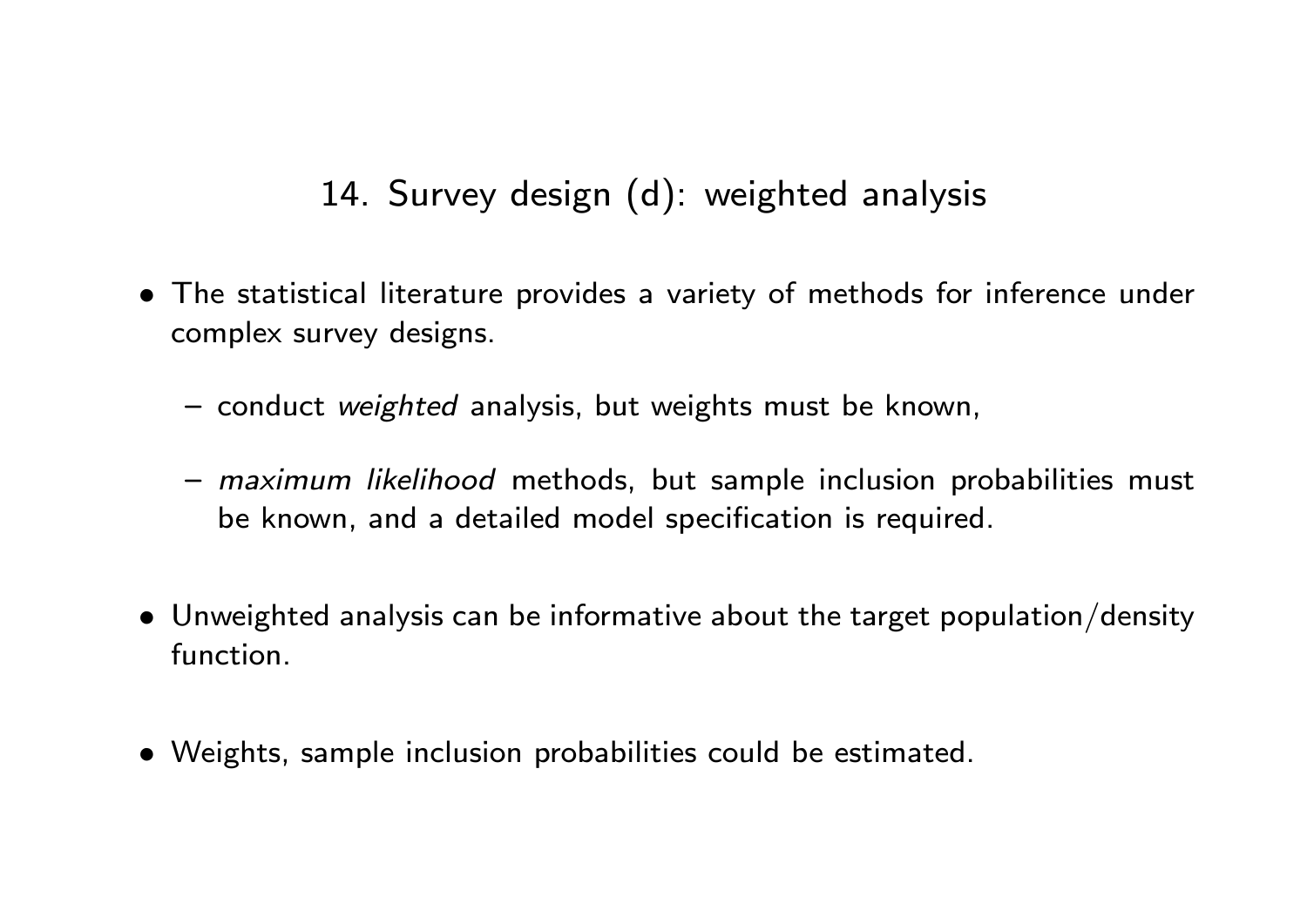## 14. Survey design (d): weighted analysis

- The statistical literature provides a variety of methods for inference under complex survey designs.
  - conduct *weighted* analysis, but weights must be known,
  - *maximum likelihood* methods, but sample inclusion probabilities must be known, and a detailed model specification is required.
- Unweighted analysis can be informative about the target population/density function.
- Weights, sample inclusion probabilities could be estimated.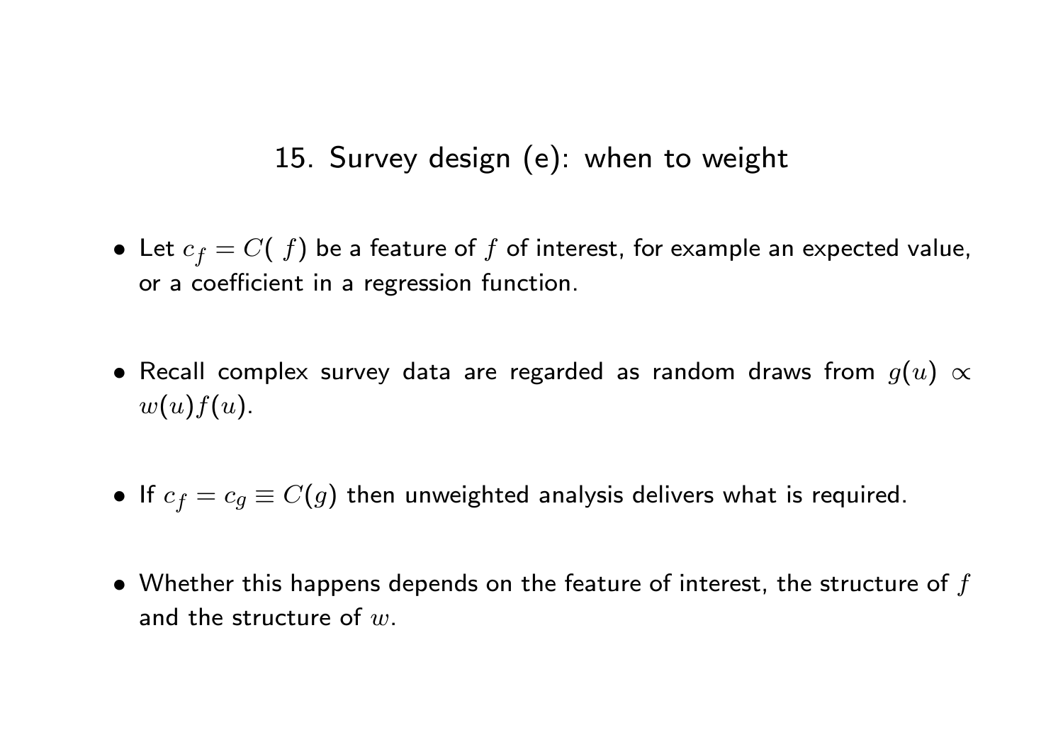## 15. Survey design (e): when to weight

- Let $c_f = C(\ f)$ be a feature of $f$ of interest, for example an expected value, or a coefficient in a regression function.

- Recall complex survey data are regarded as random draws from $g(u) \propto w(u)f(u)$.

- If $c_f = c_g \equiv C(g)$ then unweighted analysis delivers what is required.

- Whether this happens depends on the feature of interest, the structure of $f$ and the structure of $w$.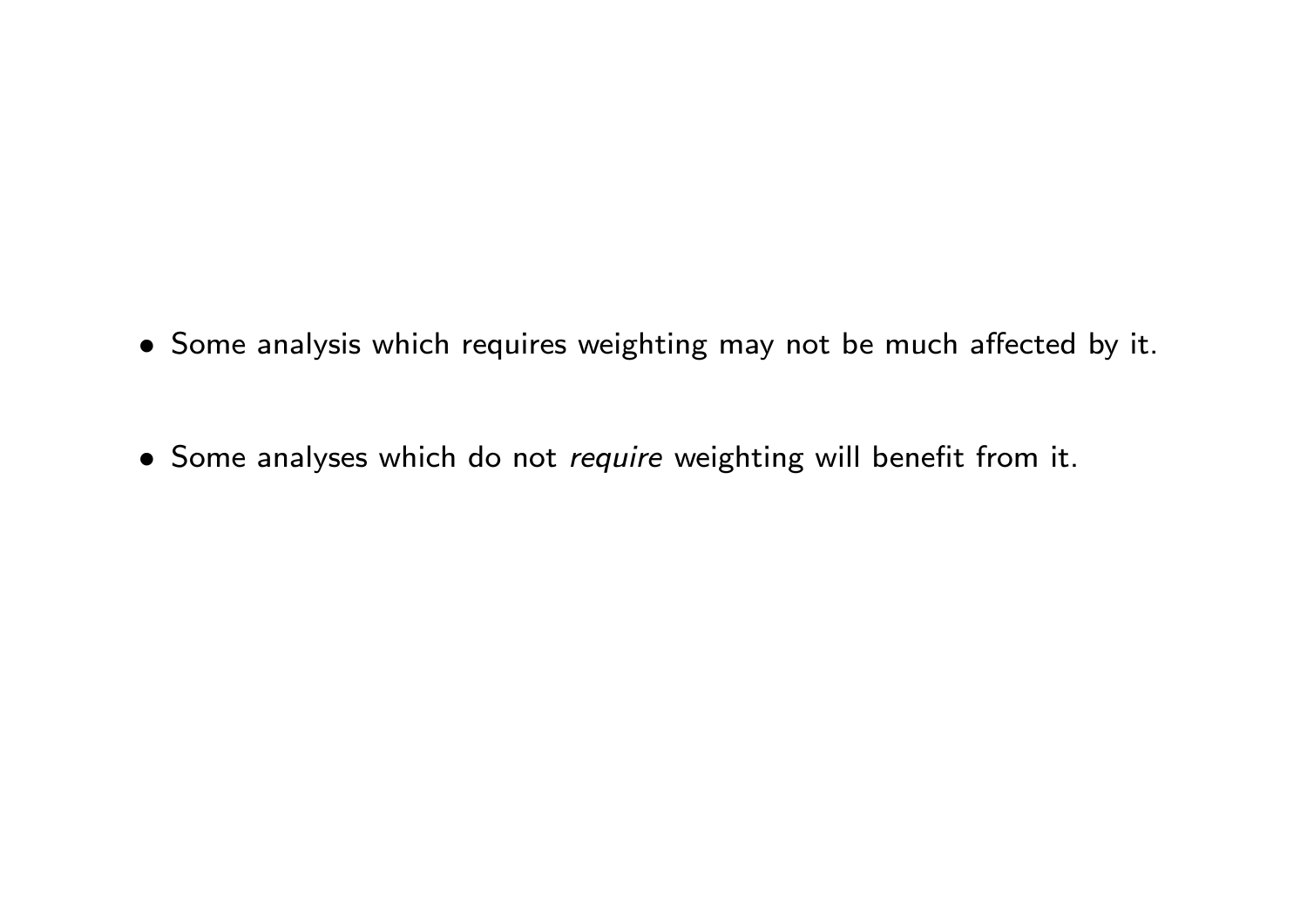- Some analysis which requires weighting may not be much affected by it.

- Some analyses which do not *require* weighting will benefit from it.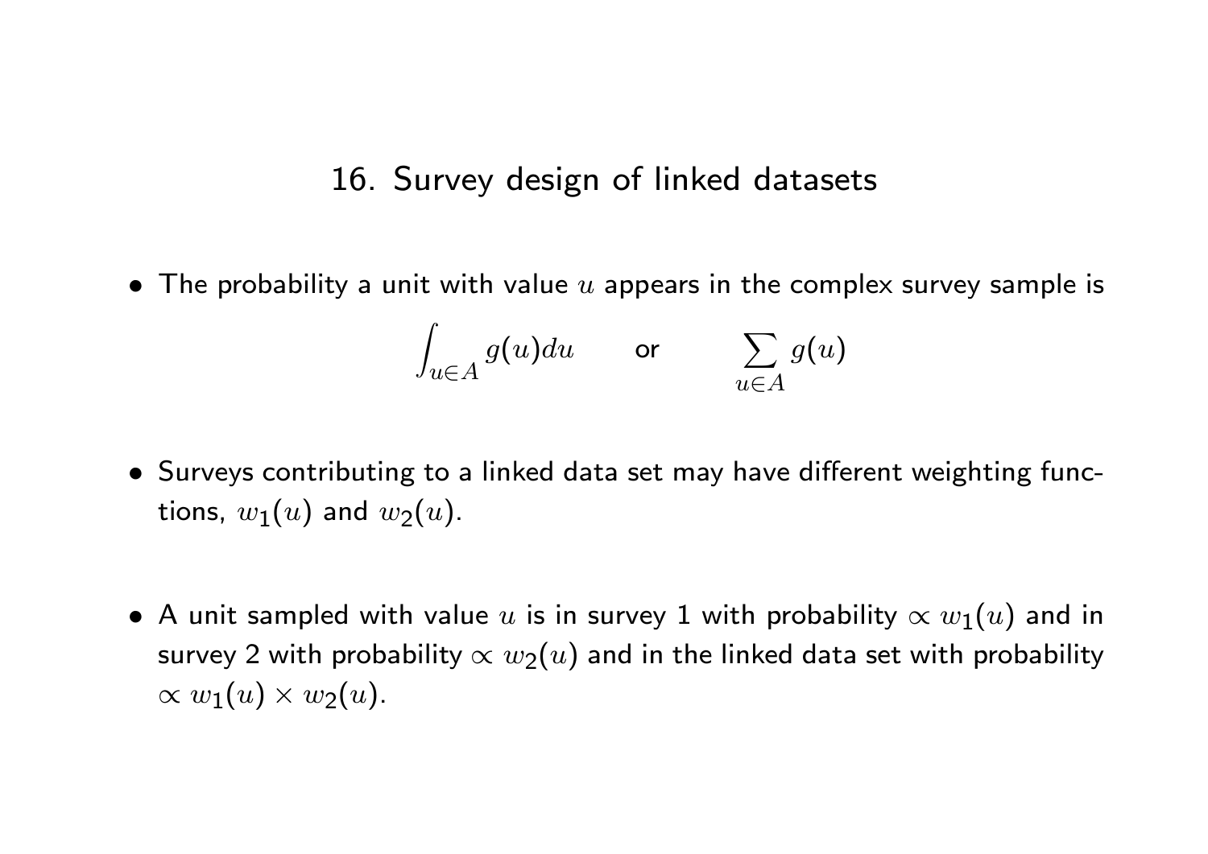## 16. Survey design of linked datasets

- The probability a unit with value $u$ appears in the complex survey sample is

$$\int_{u \in A} g(u)du \qquad \text{or} \qquad \sum_{u \in A} g(u)$$

- Surveys contributing to a linked data set may have different weighting functions, $w_1(u)$ and $w_2(u)$.

- A unit sampled with value $u$ is in survey 1 with probability $\propto w_1(u)$ and in survey 2 with probability $\propto w_2(u)$ and in the linked data set with probability $\propto w_1(u) \times w_2(u)$.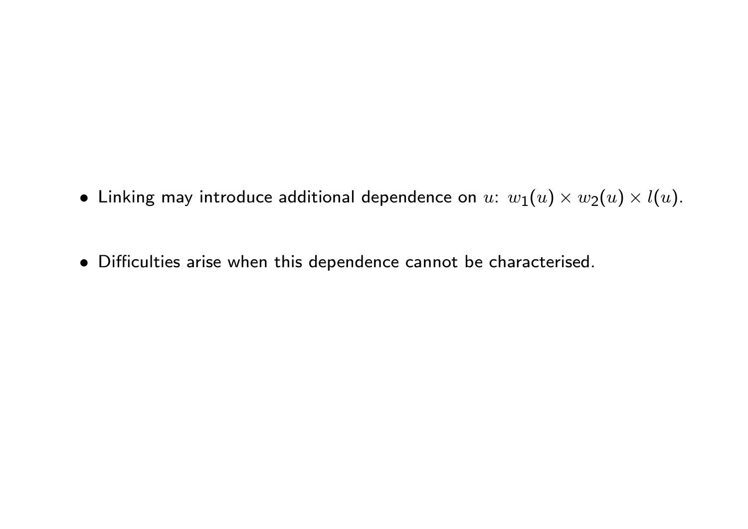- Linking may introduce additional dependence on $u$: $w_1(u) \times w_2(u) \times l(u)$.

- Difficulties arise when this dependence cannot be characterised.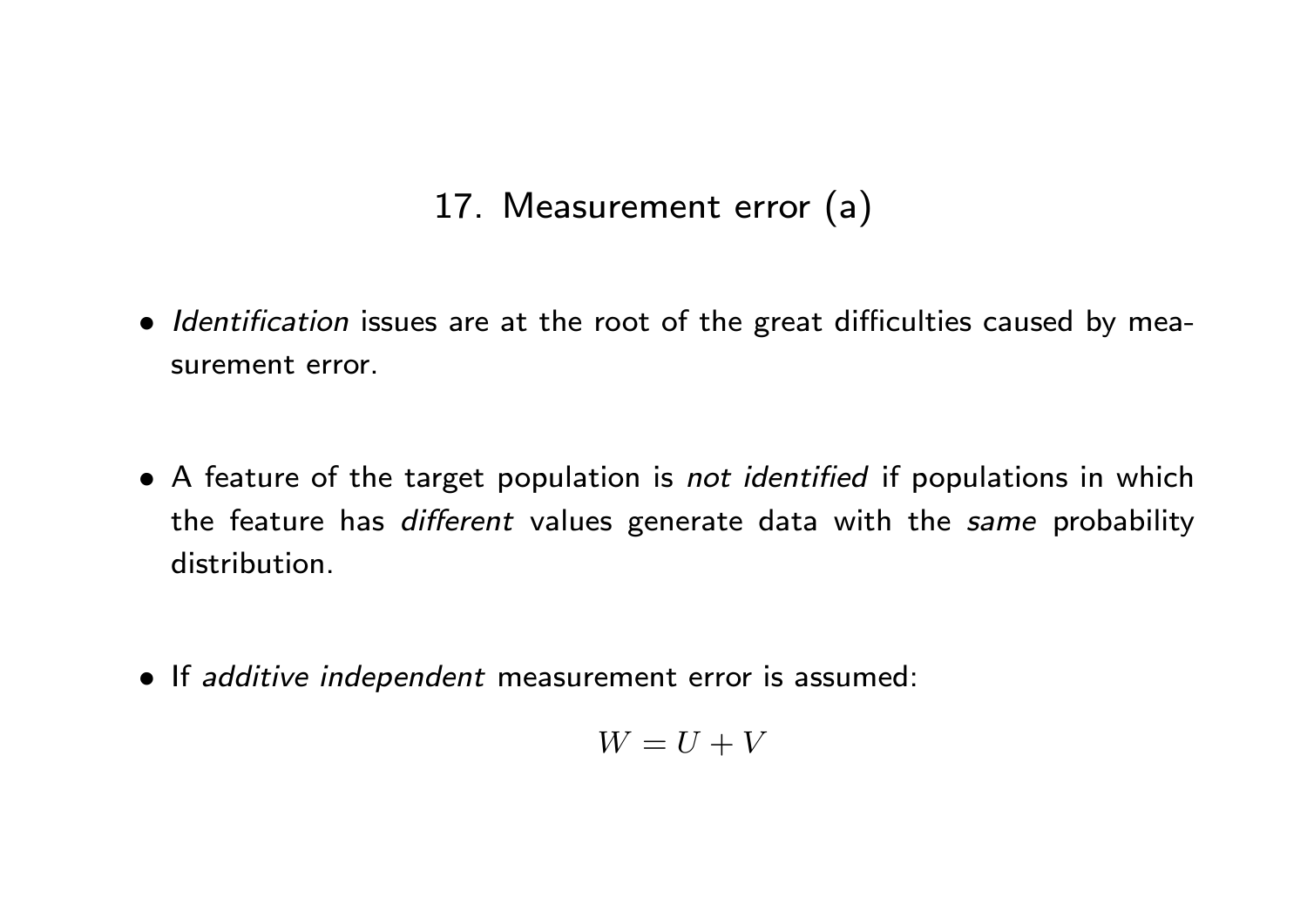## 17. Measurement error (a)

- *Identification* issues are at the root of the great difficulties caused by measurement error.

- A feature of the target population is *not identified* if populations in which the feature has *different* values generate data with the *same* probability distribution.

- If *additive independent* measurement error is assumed:

$$W = U + V$$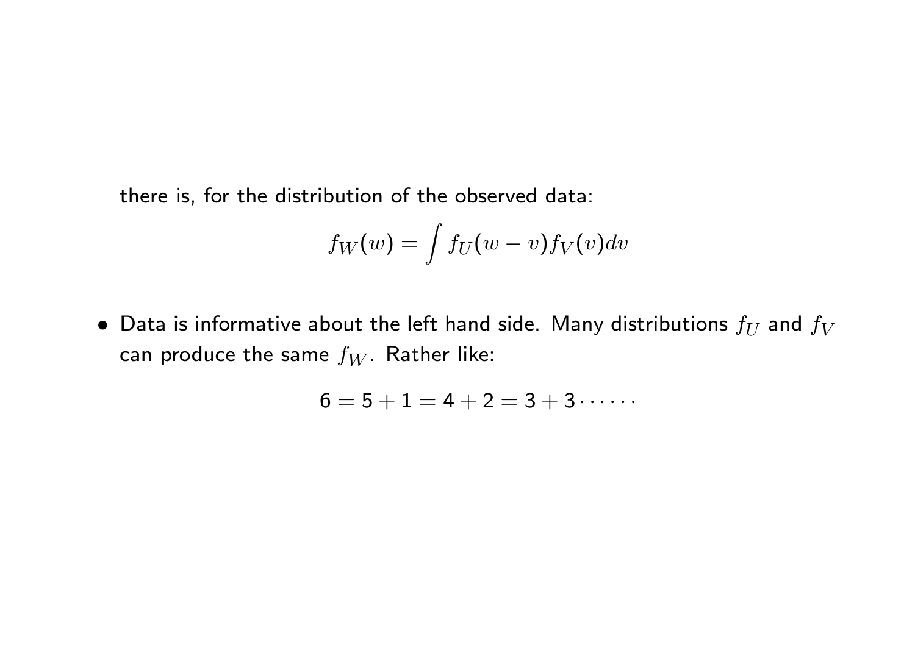there is, for the distribution of the observed data:

$$f_W(w) = \int f_U(w - v) f_V(v) dv$$

- Data is informative about the left hand side. Many distributions $f_U$ and $f_V$ can produce the same $f_W$. Rather like:

$$6 = 5 + 1 = 4 + 2 = 3 + 3 \cdots\cdots$$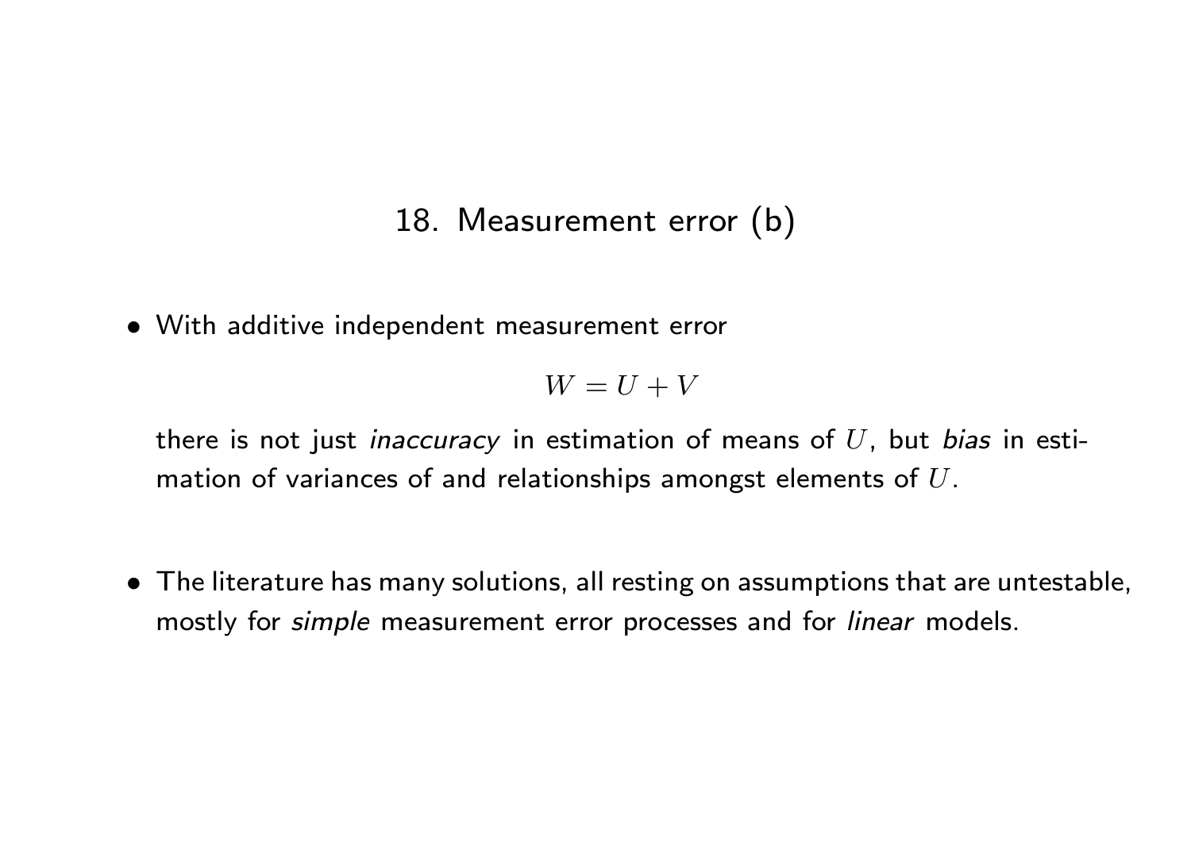# 18. Measurement error (b)

- With additive independent measurement error

$$W = U + V$$

  there is not just *inaccuracy* in estimation of means of $U$, but *bias* in estimation of variances of and relationships amongst elements of $U$.

- The literature has many solutions, all resting on assumptions that are untestable, mostly for *simple* measurement error processes and for *linear* models.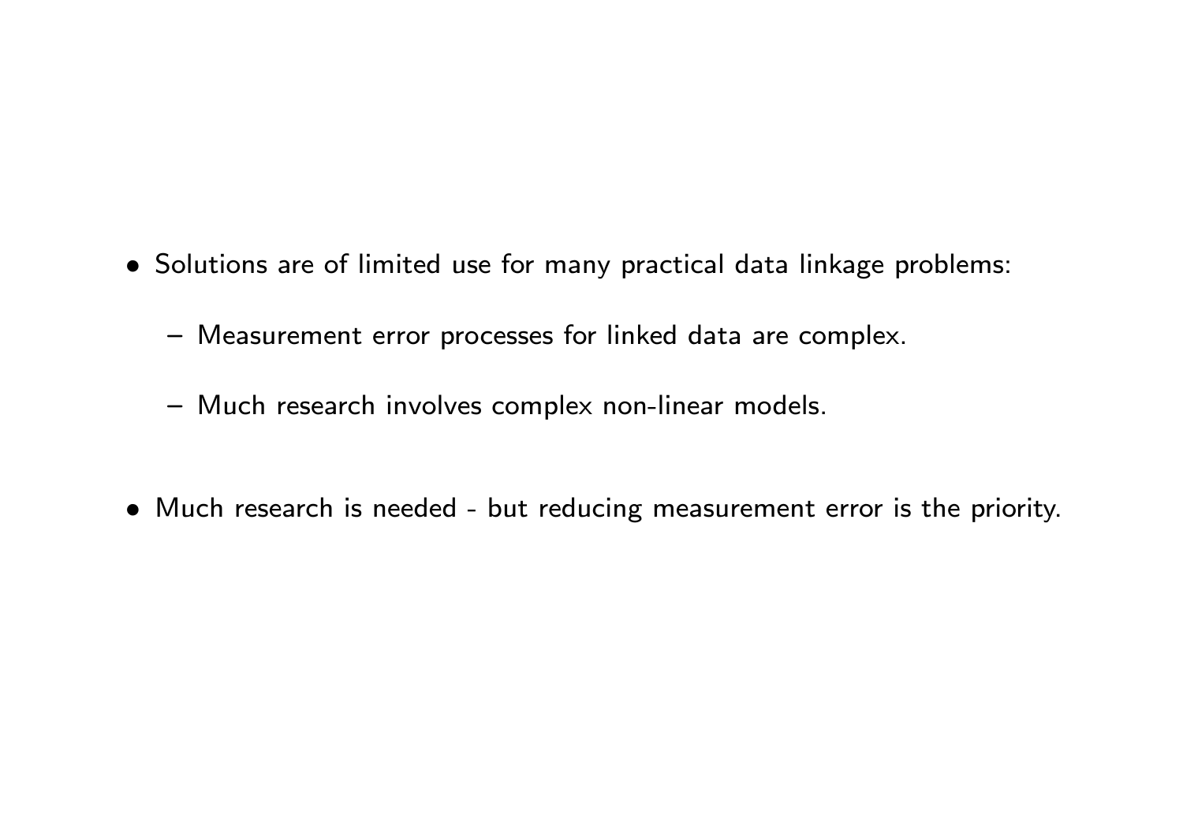- Solutions are of limited use for many practical data linkage problems:
  - Measurement error processes for linked data are complex.
  - Much research involves complex non-linear models.
- Much research is needed - but reducing measurement error is the priority.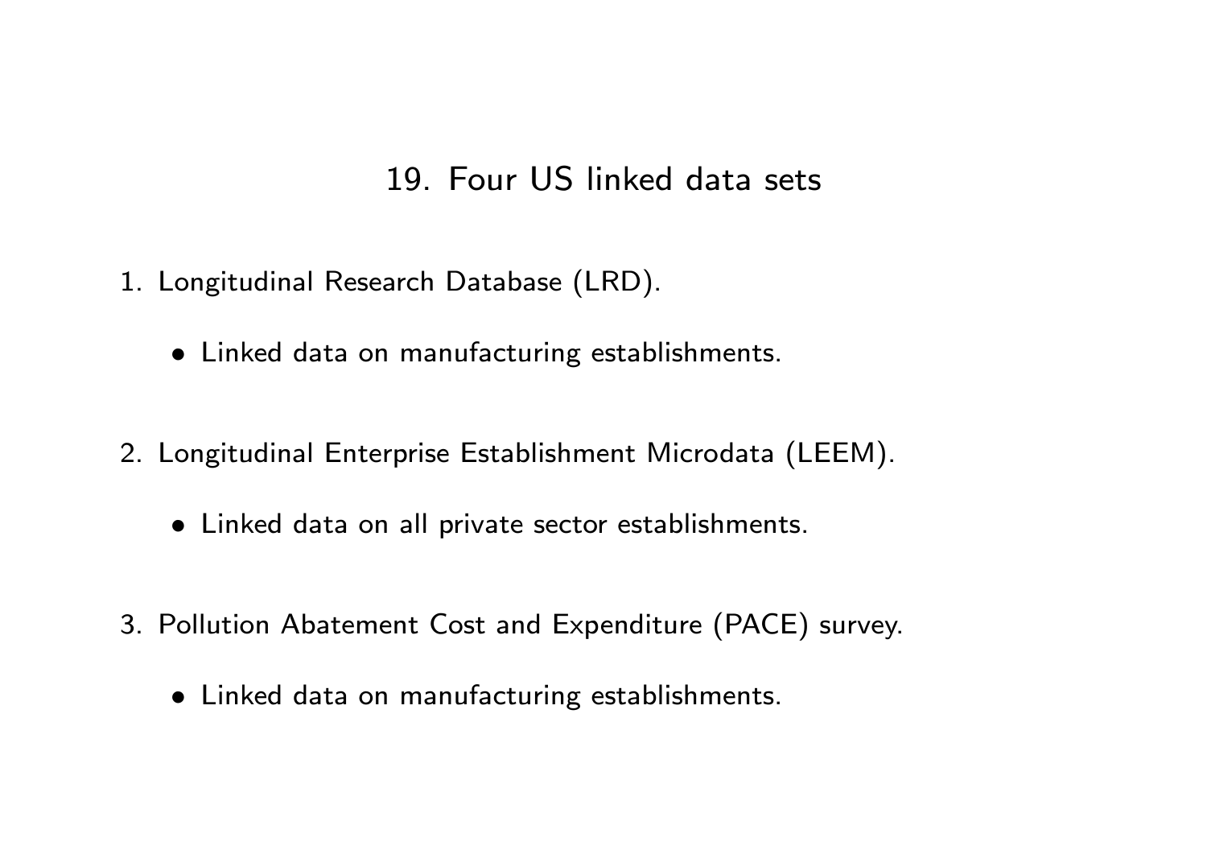## 19. Four US linked data sets

1. Longitudinal Research Database (LRD).
   - Linked data on manufacturing establishments.
2. Longitudinal Enterprise Establishment Microdata (LEEM).
   - Linked data on all private sector establishments.
3. Pollution Abatement Cost and Expenditure (PACE) survey.
   - Linked data on manufacturing establishments.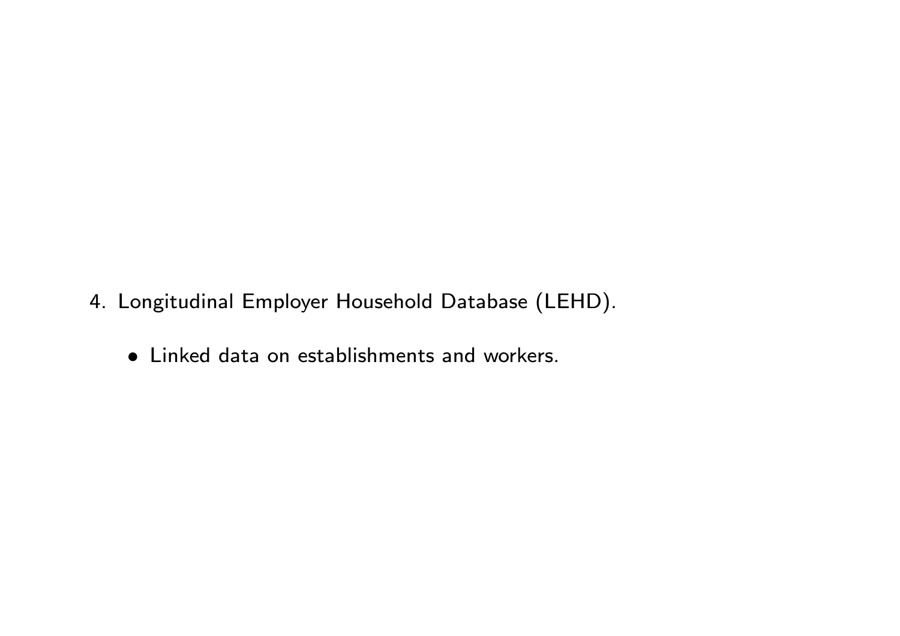4. Longitudinal Employer Household Database (LEHD).

    - Linked data on establishments and workers.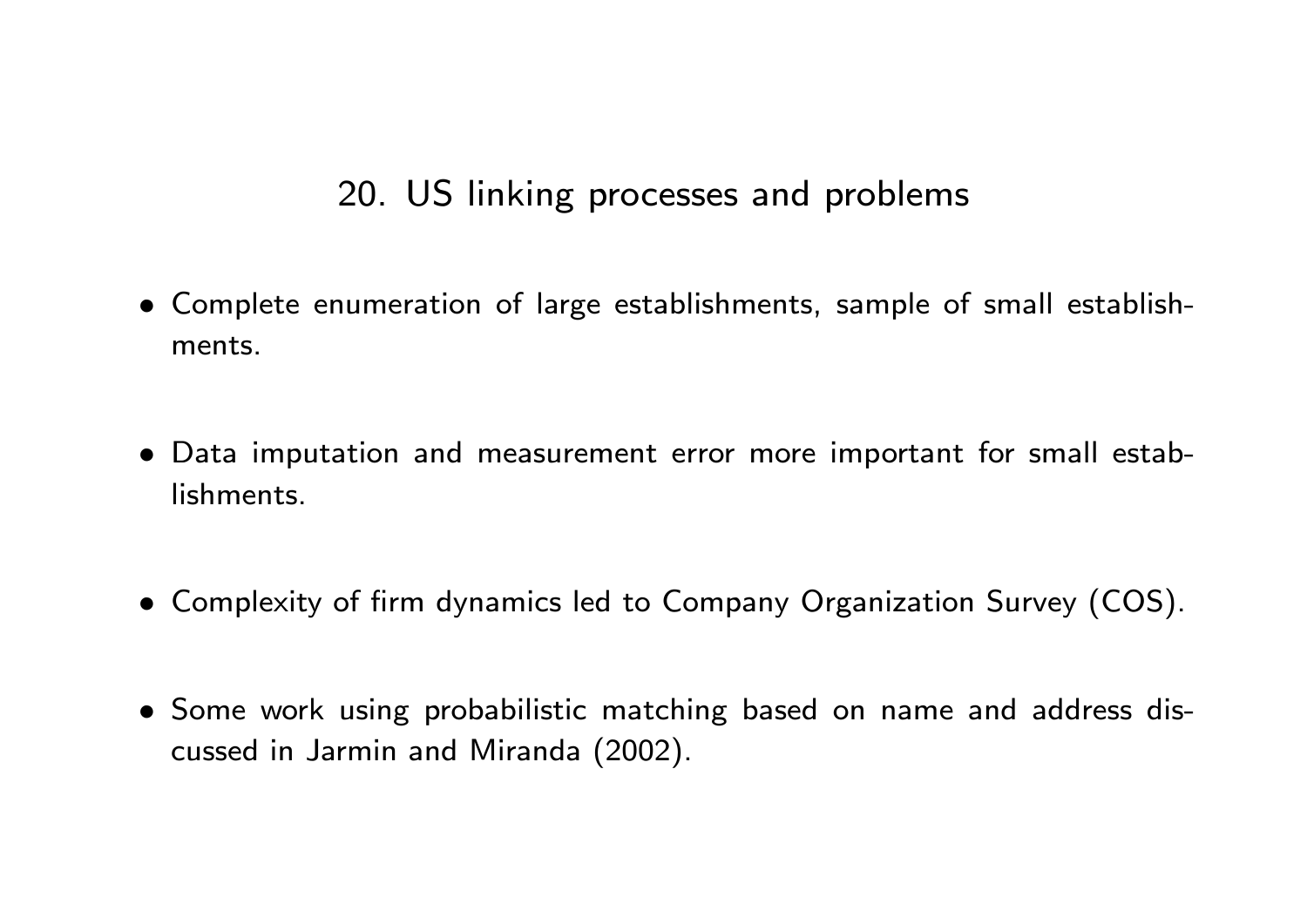## 20. US linking processes and problems

- Complete enumeration of large establishments, sample of small establishments.
- Data imputation and measurement error more important for small establishments.
- Complexity of firm dynamics led to Company Organization Survey (COS).
- Some work using probabilistic matching based on name and address discussed in Jarmin and Miranda (2002).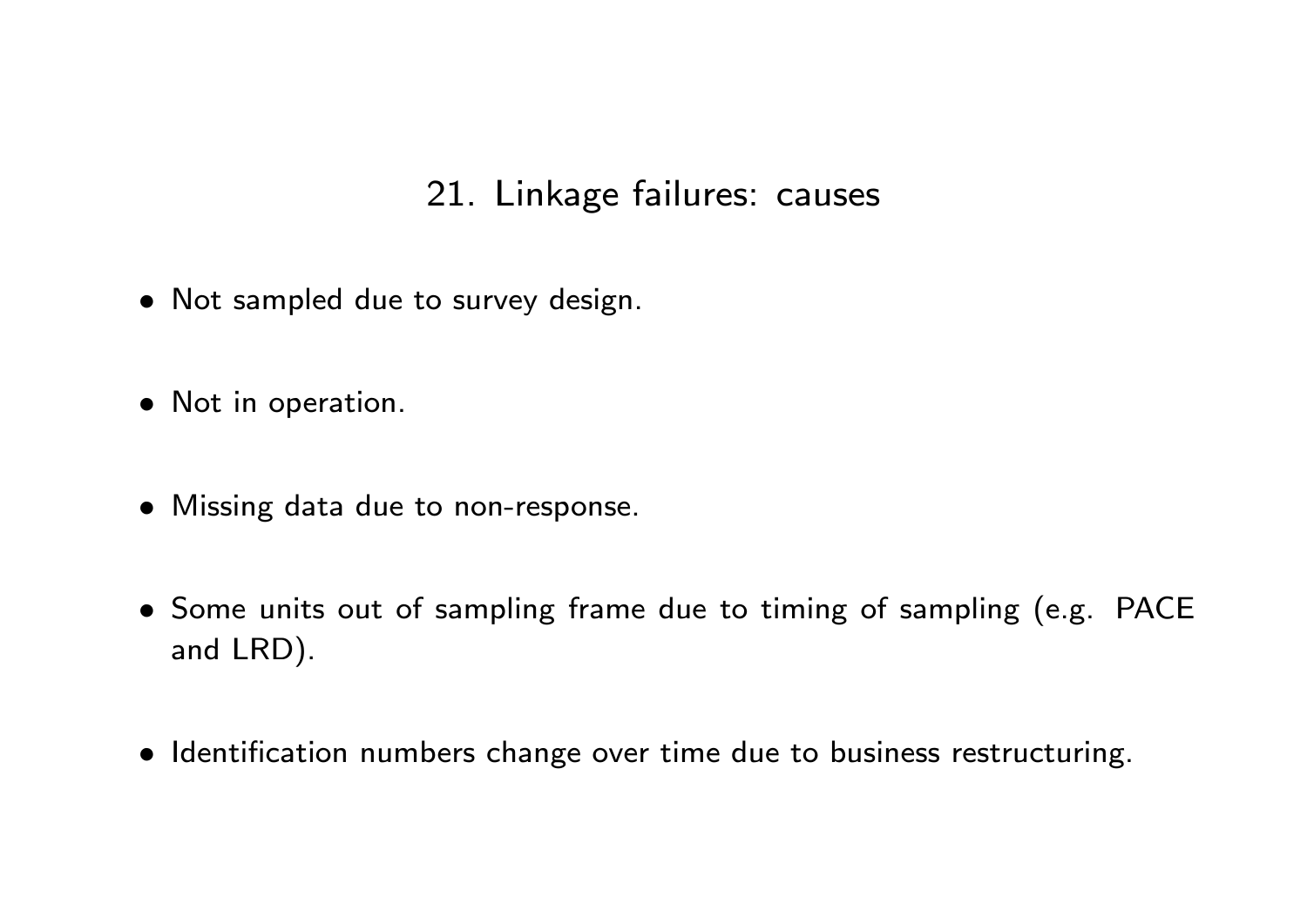## 21. Linkage failures: causes

- Not sampled due to survey design.
- Not in operation.
- Missing data due to non-response.
- Some units out of sampling frame due to timing of sampling (e.g. PACE and LRD).
- Identification numbers change over time due to business restructuring.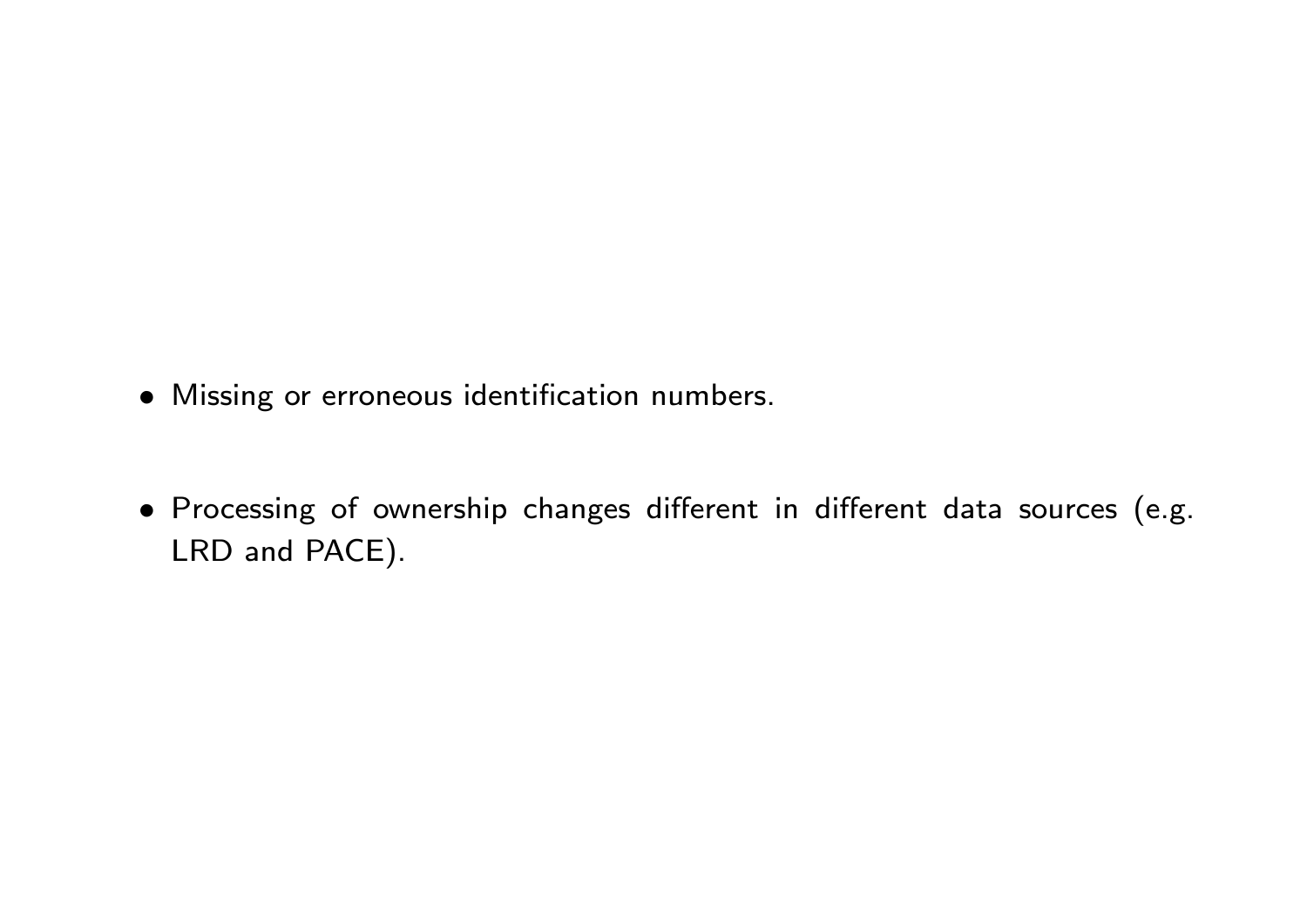- Missing or erroneous identification numbers.

- Processing of ownership changes different in different data sources (e.g. LRD and PACE).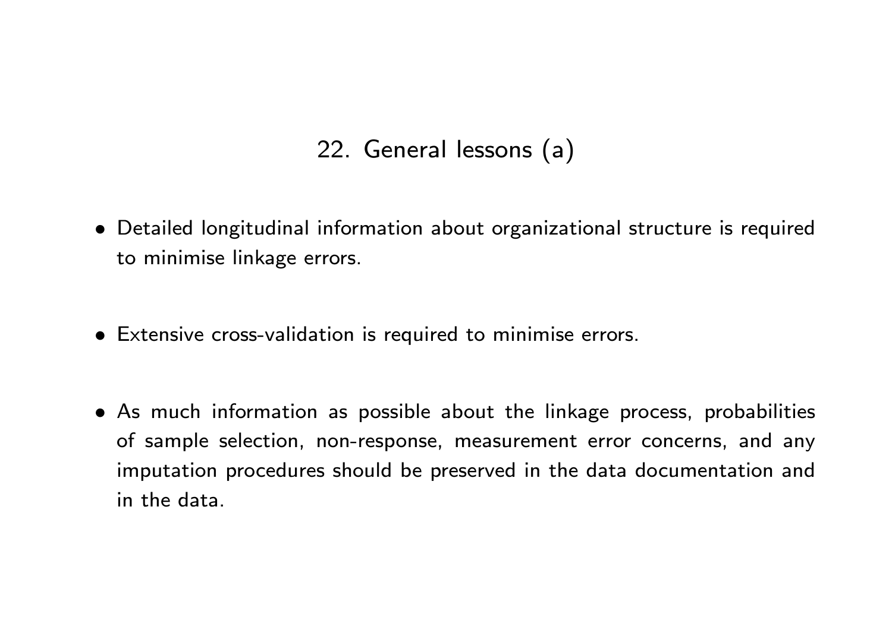## 22. General lessons (a)

- Detailed longitudinal information about organizational structure is required to minimise linkage errors.

- Extensive cross-validation is required to minimise errors.

- As much information as possible about the linkage process, probabilities of sample selection, non-response, measurement error concerns, and any imputation procedures should be preserved in the data documentation and in the data.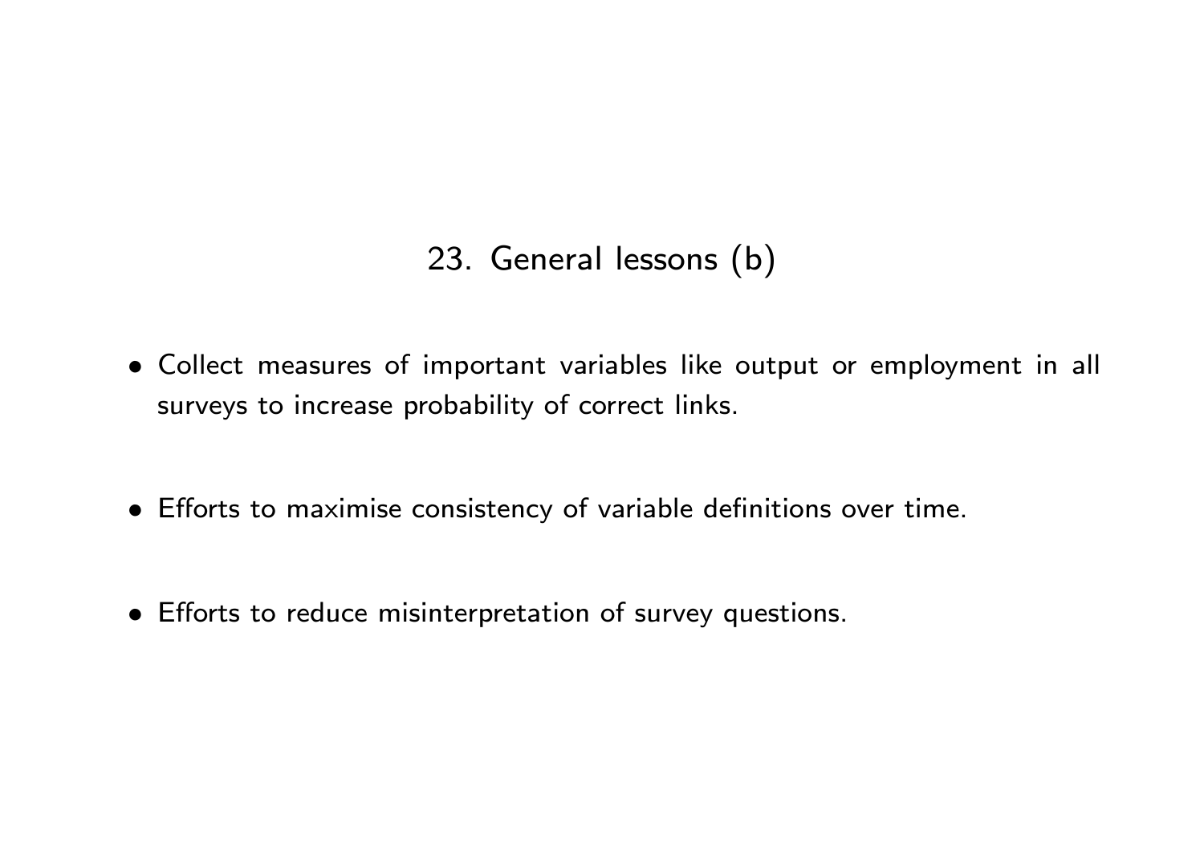## 23. General lessons (b)

- Collect measures of important variables like output or employment in all surveys to increase probability of correct links.
- Efforts to maximise consistency of variable definitions over time.
- Efforts to reduce misinterpretation of survey questions.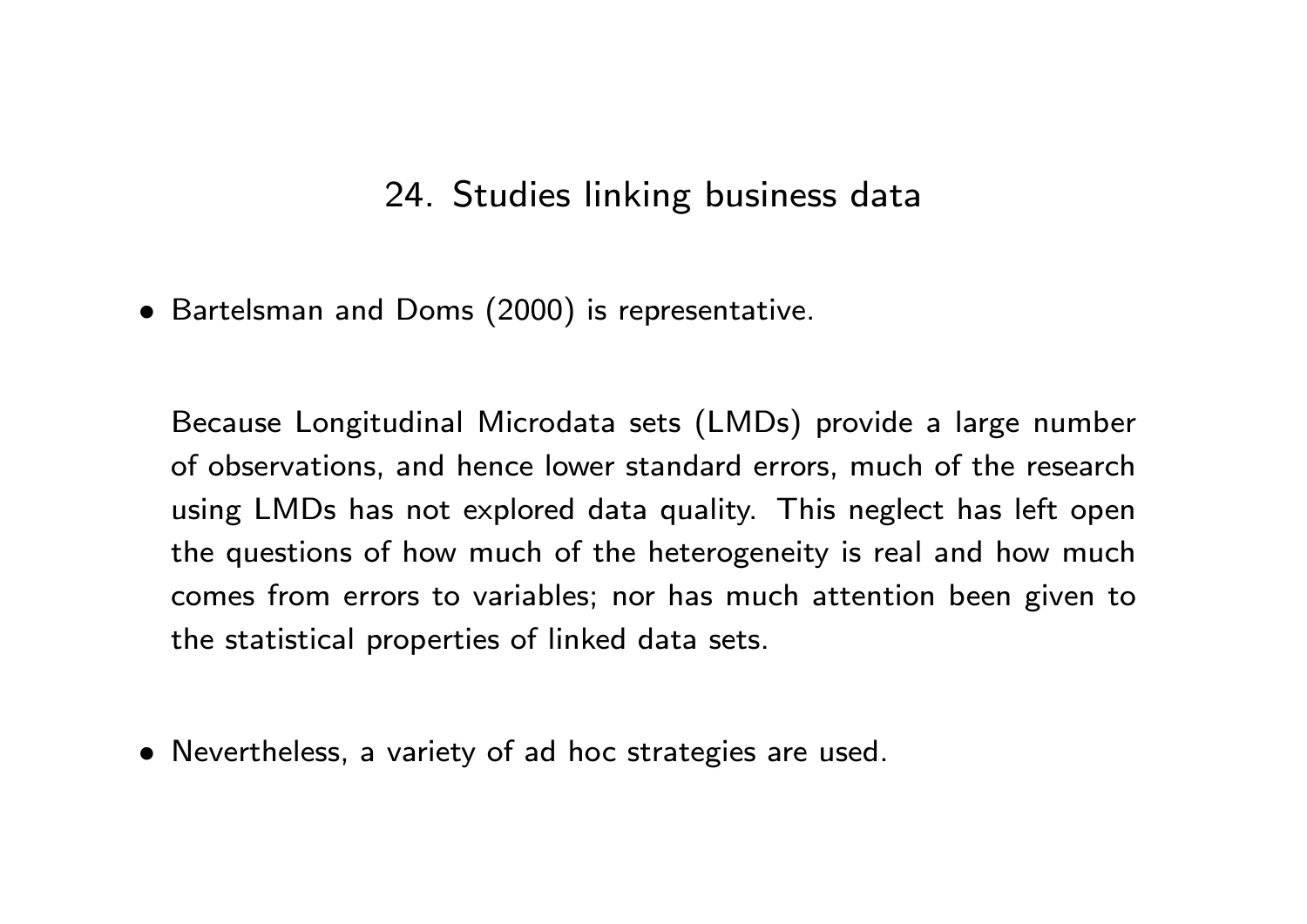## 24. Studies linking business data

- Bartelsman and Doms (2000) is representative.

  Because Longitudinal Microdata sets (LMDs) provide a large number of observations, and hence lower standard errors, much of the research using LMDs has not explored data quality. This neglect has left open the questions of how much of the heterogeneity is real and how much comes from errors to variables; nor has much attention been given to the statistical properties of linked data sets.

- Nevertheless, a variety of ad hoc strategies are used.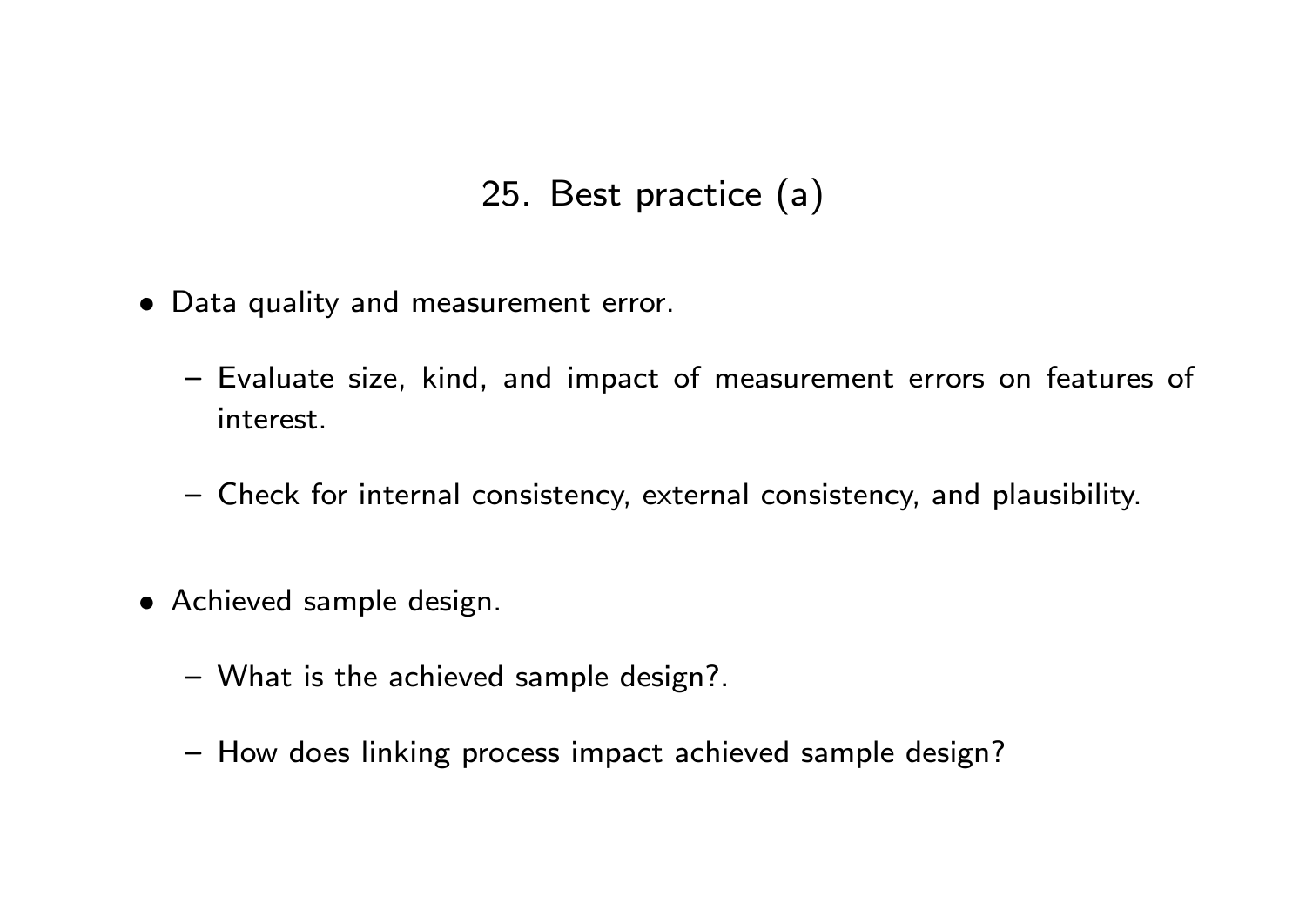# 25. Best practice (a)

- Data quality and measurement error.
  - Evaluate size, kind, and impact of measurement errors on features of interest.
  - Check for internal consistency, external consistency, and plausibility.
- Achieved sample design.
  - What is the achieved sample design?.
  - How does linking process impact achieved sample design?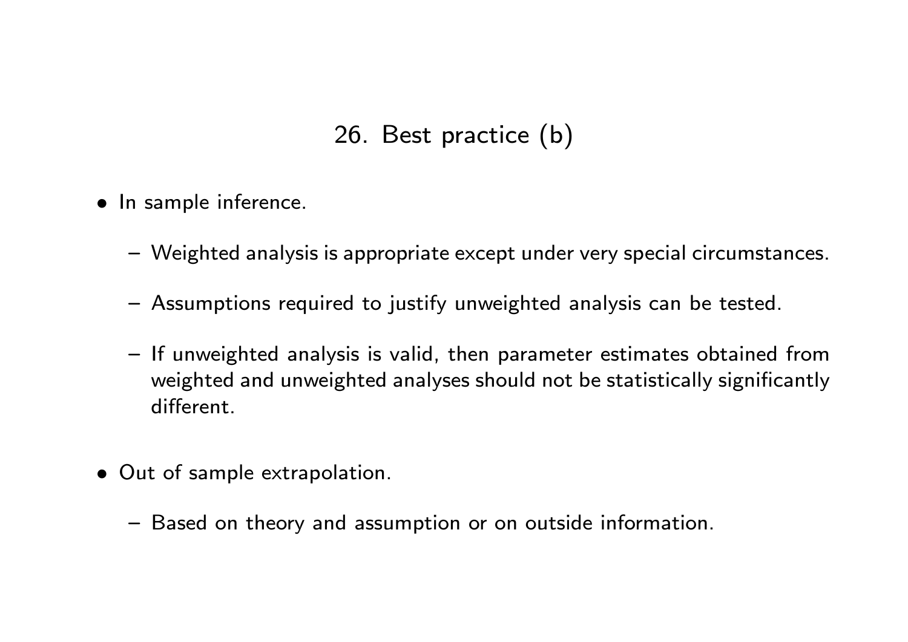## 26. Best practice (b)

- In sample inference.
  - Weighted analysis is appropriate except under very special circumstances.
  - Assumptions required to justify unweighted analysis can be tested.
  - If unweighted analysis is valid, then parameter estimates obtained from weighted and unweighted analyses should not be statistically significantly different.
- Out of sample extrapolation.
  - Based on theory and assumption or on outside information.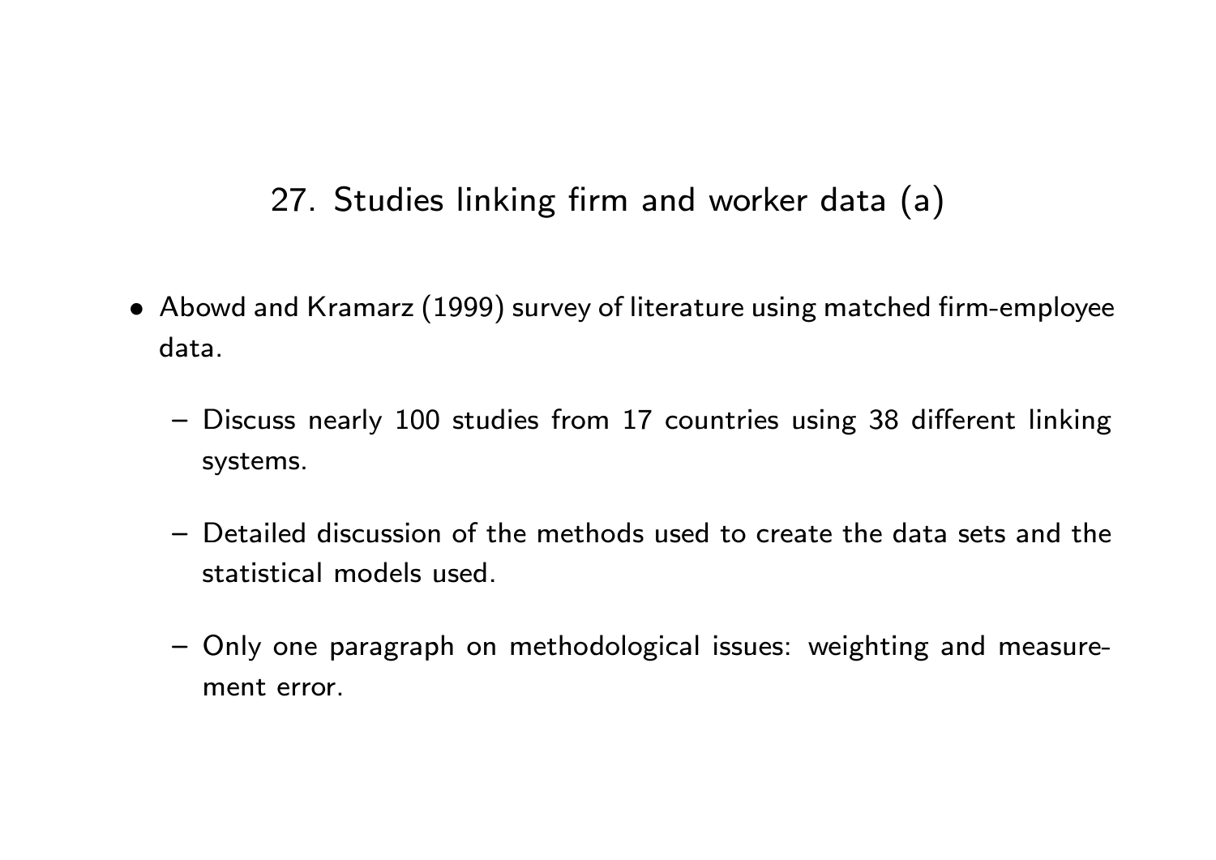# 27. Studies linking firm and worker data (a)

- Abowd and Kramarz (1999) survey of literature using matched firm-employee data.
  - Discuss nearly 100 studies from 17 countries using 38 different linking systems.
  - Detailed discussion of the methods used to create the data sets and the statistical models used.
  - Only one paragraph on methodological issues: weighting and measurement error.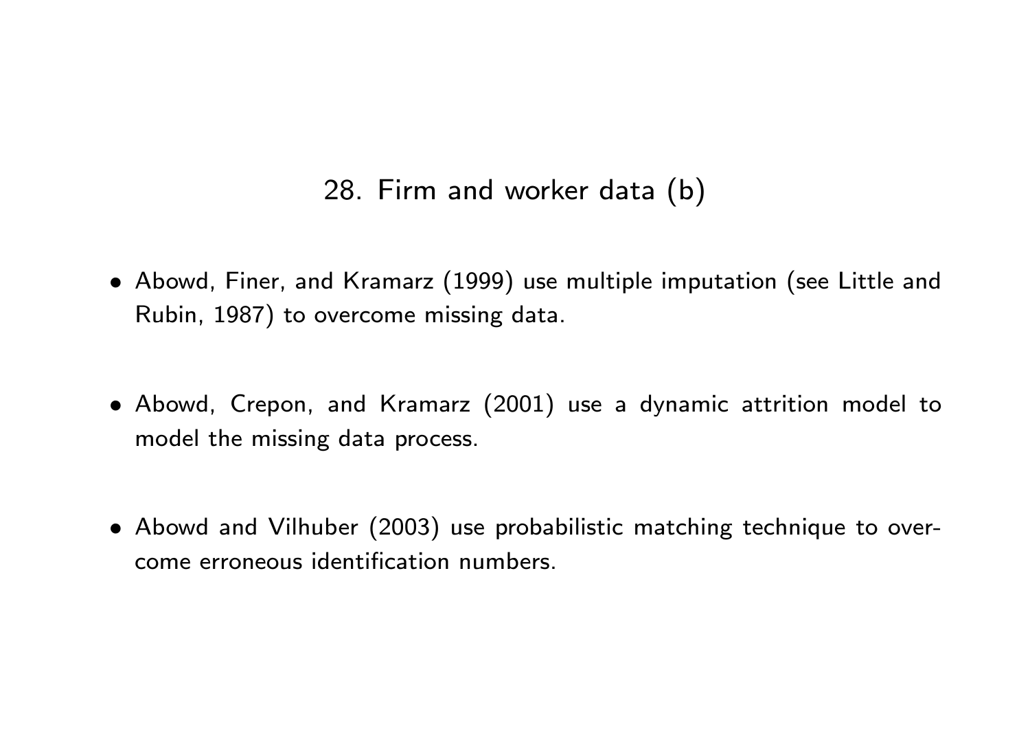## 28. Firm and worker data (b)

- Abowd, Finer, and Kramarz (1999) use multiple imputation (see Little and Rubin, 1987) to overcome missing data.

- Abowd, Crepon, and Kramarz (2001) use a dynamic attrition model to model the missing data process.

- Abowd and Vilhuber (2003) use probabilistic matching technique to overcome erroneous identification numbers.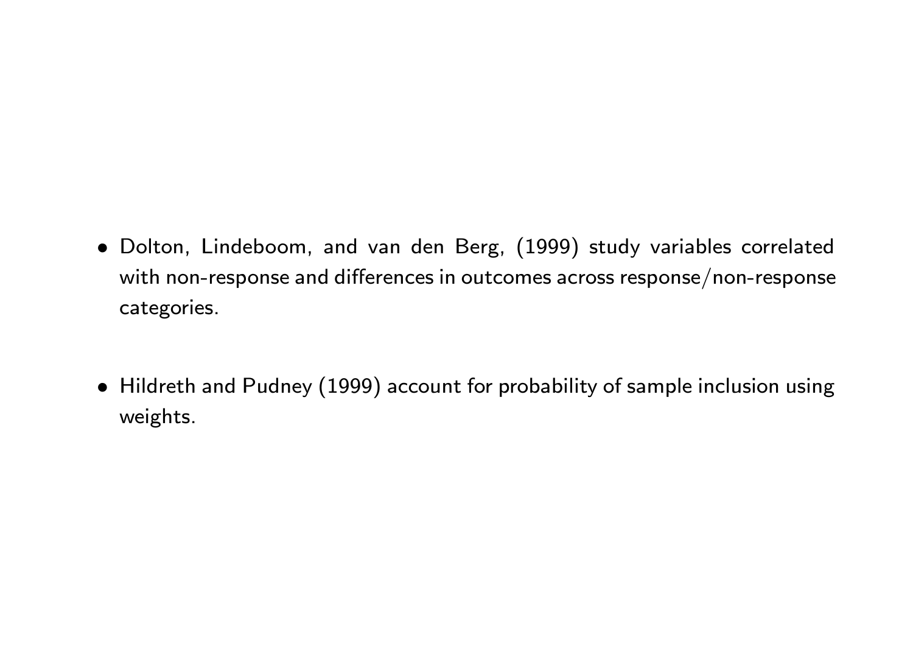- Dolton, Lindeboom, and van den Berg, (1999) study variables correlated with non-response and differences in outcomes across response/non-response categories.

- Hildreth and Pudney (1999) account for probability of sample inclusion using weights.